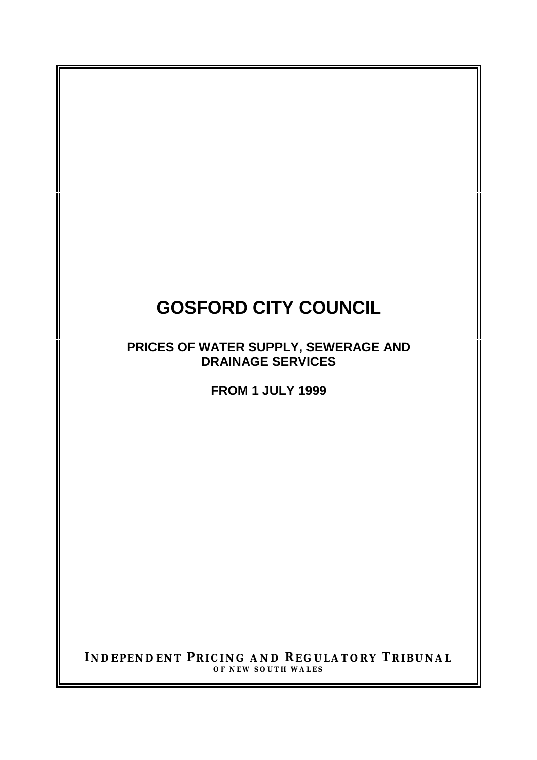# GOSFORD CITY COUNCIL

## PRICES OF WATER SUPPLY, SEWERAGE AND DRAINAGE SERVICES

## FROM 1 JULY 1999

**INDEPENDENT PRICING AND REGULATORY TRIBUNAL**
**OF NEW SOUTH WALES**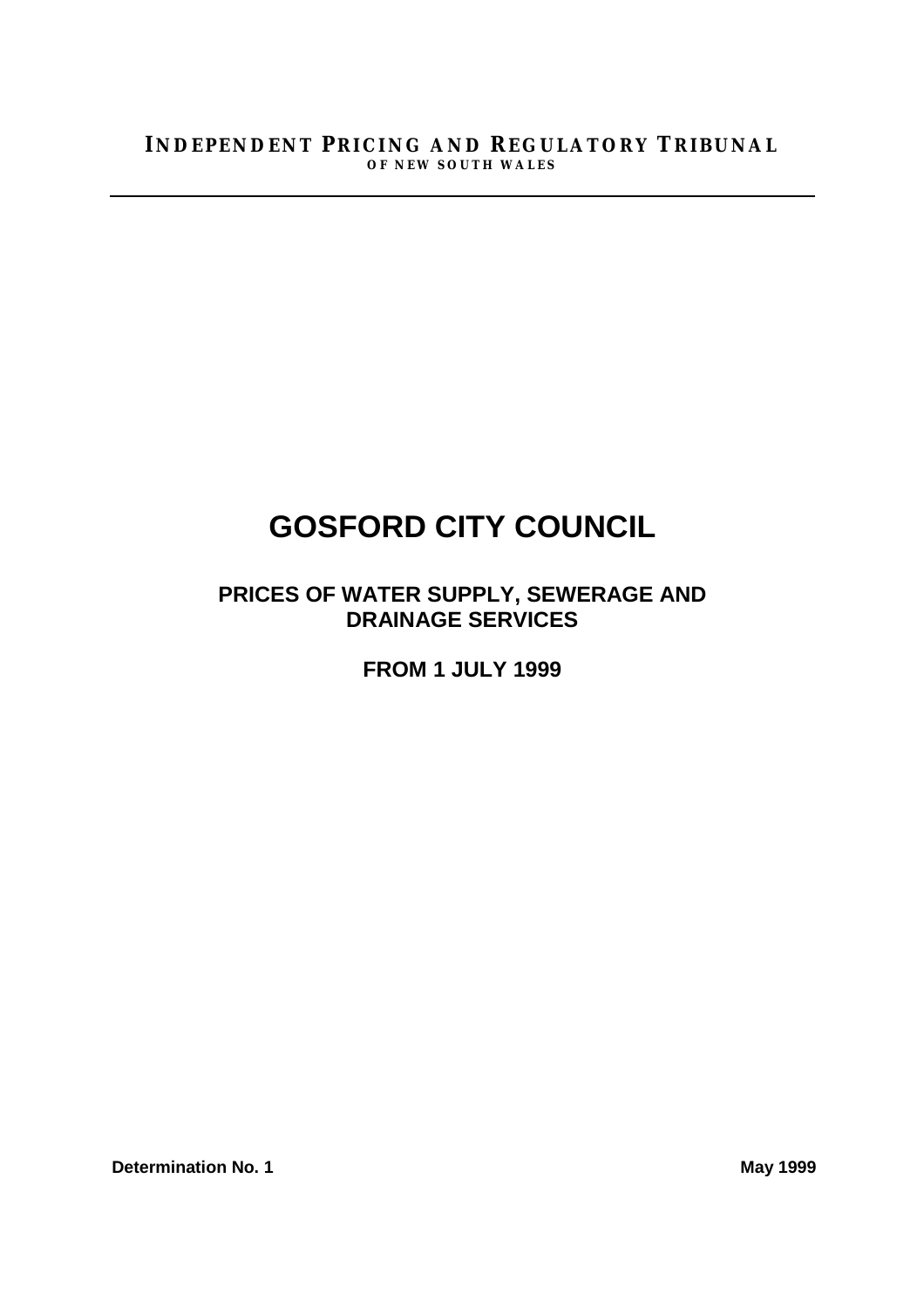**INDEPENDENT PRICING AND REGULATORY TRIBUNAL**
**OF NEW SOUTH WALES**

---

# GOSFORD CITY COUNCIL

## PRICES OF WATER SUPPLY, SEWERAGE AND DRAINAGE SERVICES

## FROM 1 JULY 1999

**Determination No. 1** **May 1999**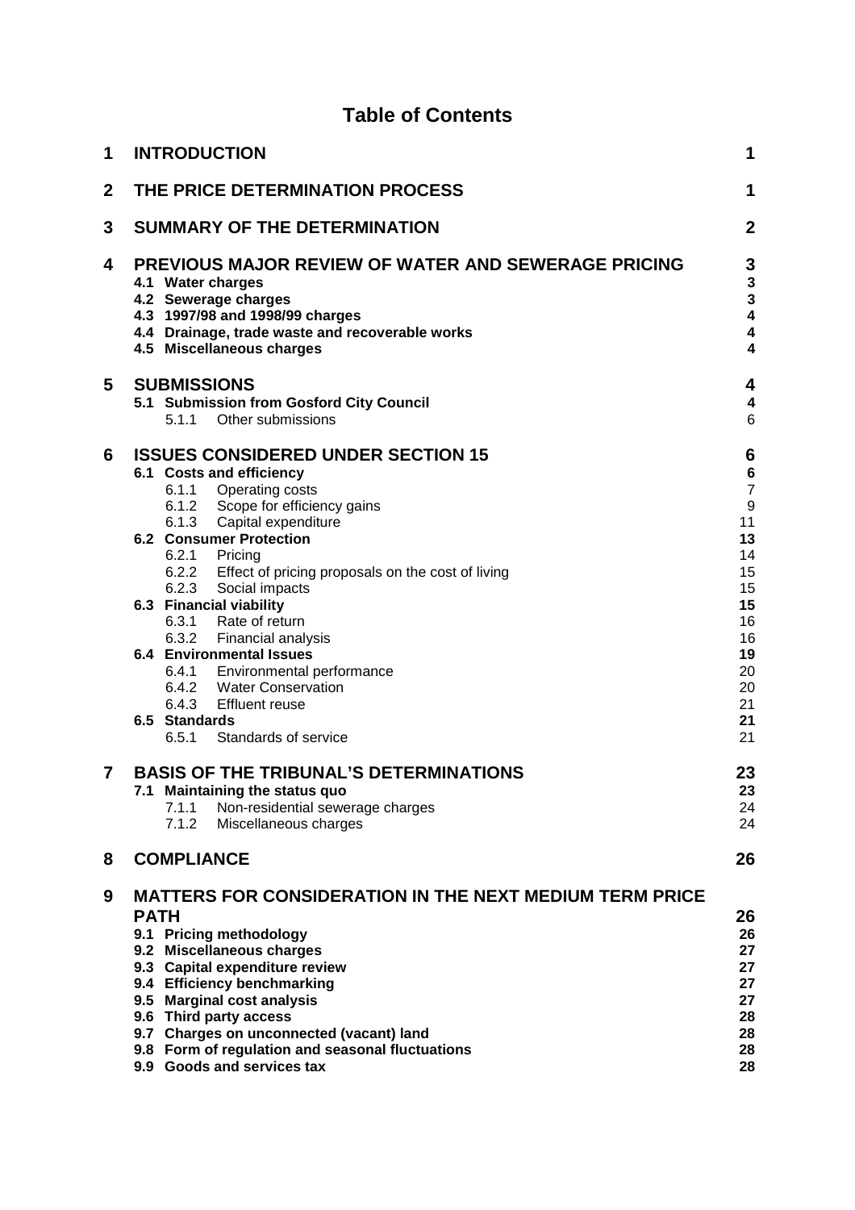# Table of Contents

| | | |
|---|---|---|
| **1** | **INTRODUCTION** | **1** |
| **2** | **THE PRICE DETERMINATION PROCESS** | **1** |
| **3** | **SUMMARY OF THE DETERMINATION** | **2** |
| **4** | **PREVIOUS MAJOR REVIEW OF WATER AND SEWERAGE PRICING** | **3** |
| | **4.1 Water charges** | **3** |
| | **4.2 Sewerage charges** | **3** |
| | **4.3 1997/98 and 1998/99 charges** | **4** |
| | **4.4 Drainage, trade waste and recoverable works** | **4** |
| | **4.5 Miscellaneous charges** | **4** |
| **5** | **SUBMISSIONS** | **4** |
| | **5.1 Submission from Gosford City Council** | **4** |
| | 5.1.1 Other submissions | 6 |
| **6** | **ISSUES CONSIDERED UNDER SECTION 15** | **6** |
| | **6.1 Costs and efficiency** | **6** |
| | 6.1.1 Operating costs | 7 |
| | 6.1.2 Scope for efficiency gains | 9 |
| | 6.1.3 Capital expenditure | 11 |
| | **6.2 Consumer Protection** | **13** |
| | 6.2.1 Pricing | 14 |
| | 6.2.2 Effect of pricing proposals on the cost of living | 15 |
| | 6.2.3 Social impacts | 15 |
| | **6.3 Financial viability** | **15** |
| | 6.3.1 Rate of return | 16 |
| | 6.3.2 Financial analysis | 16 |
| | **6.4 Environmental Issues** | **19** |
| | 6.4.1 Environmental performance | 20 |
| | 6.4.2 Water Conservation | 20 |
| | 6.4.3 Effluent reuse | 21 |
| | **6.5 Standards** | **21** |
| | 6.5.1 Standards of service | 21 |
| **7** | **BASIS OF THE TRIBUNAL'S DETERMINATIONS** | **23** |
| | **7.1 Maintaining the status quo** | **23** |
| | 7.1.1 Non-residential sewerage charges | 24 |
| | 7.1.2 Miscellaneous charges | 24 |
| **8** | **COMPLIANCE** | **26** |
| **9** | **MATTERS FOR CONSIDERATION IN THE NEXT MEDIUM TERM PRICE PATH** | **26** |
| | **9.1 Pricing methodology** | **26** |
| | **9.2 Miscellaneous charges** | **27** |
| | **9.3 Capital expenditure review** | **27** |
| | **9.4 Efficiency benchmarking** | **27** |
| | **9.5 Marginal cost analysis** | **27** |
| | **9.6 Third party access** | **28** |
| | **9.7 Charges on unconnected (vacant) land** | **28** |
| | **9.8 Form of regulation and seasonal fluctuations** | **28** |
| | **9.9 Goods and services tax** | **28** |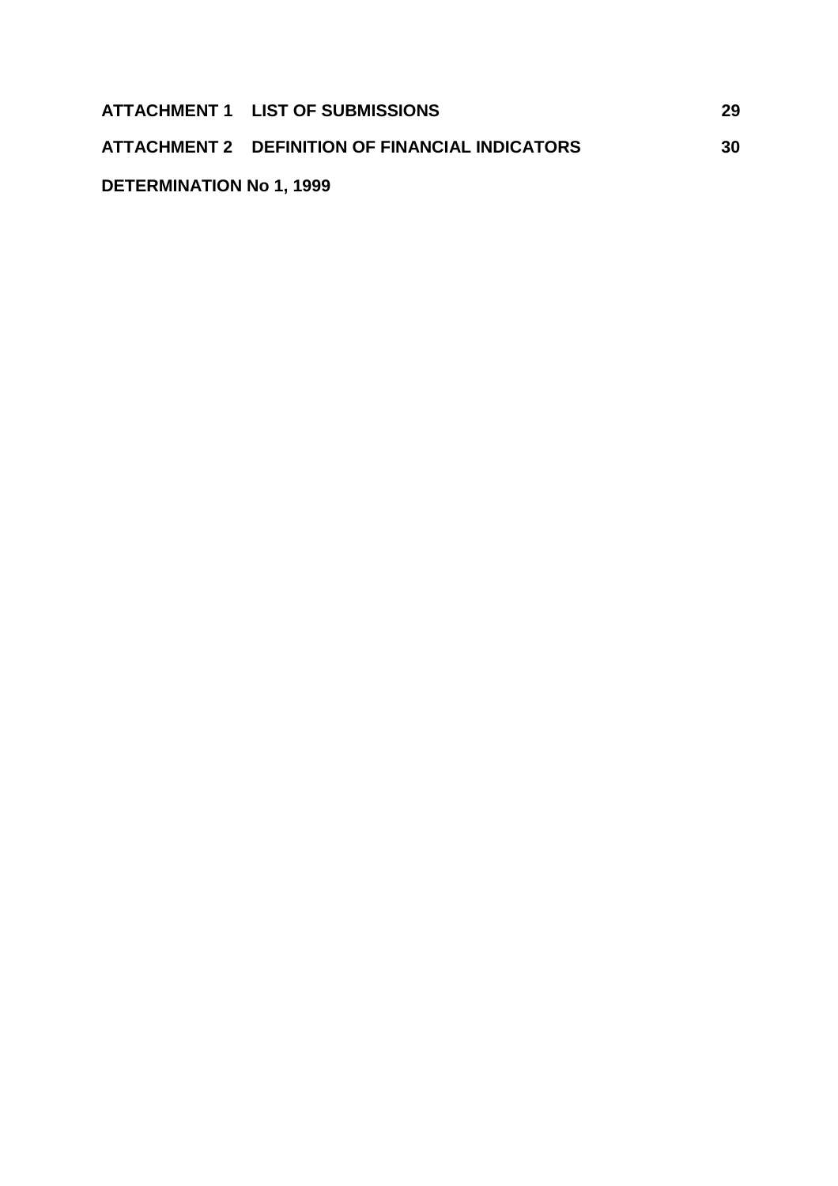**ATTACHMENT 1 LIST OF SUBMISSIONS** 29

**ATTACHMENT 2 DEFINITION OF FINANCIAL INDICATORS** 30

**DETERMINATION No 1, 1999**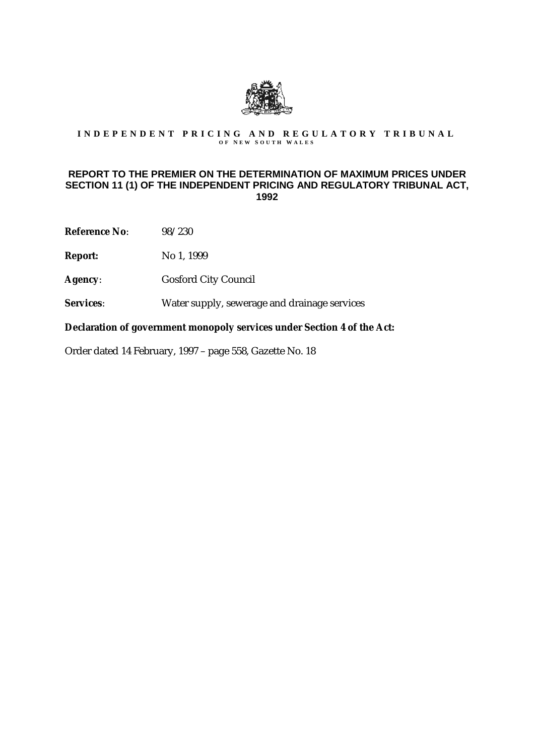**INDEPENDENT PRICING AND REGULATORY TRIBUNAL**
**OF NEW SOUTH WALES**

## REPORT TO THE PREMIER ON THE DETERMINATION OF MAXIMUM PRICES UNDER SECTION 11 (1) OF THE INDEPENDENT PRICING AND REGULATORY TRIBUNAL ACT, 1992

**Reference No**: 98/230

**Report:** No 1, 1999

**Agency**: Gosford City Council

**Services**: Water supply, sewerage and drainage services

**Declaration of government monopoly services under Section 4 of the Act:**

Order dated 14 February, 1997 – page 558, Gazette No. 18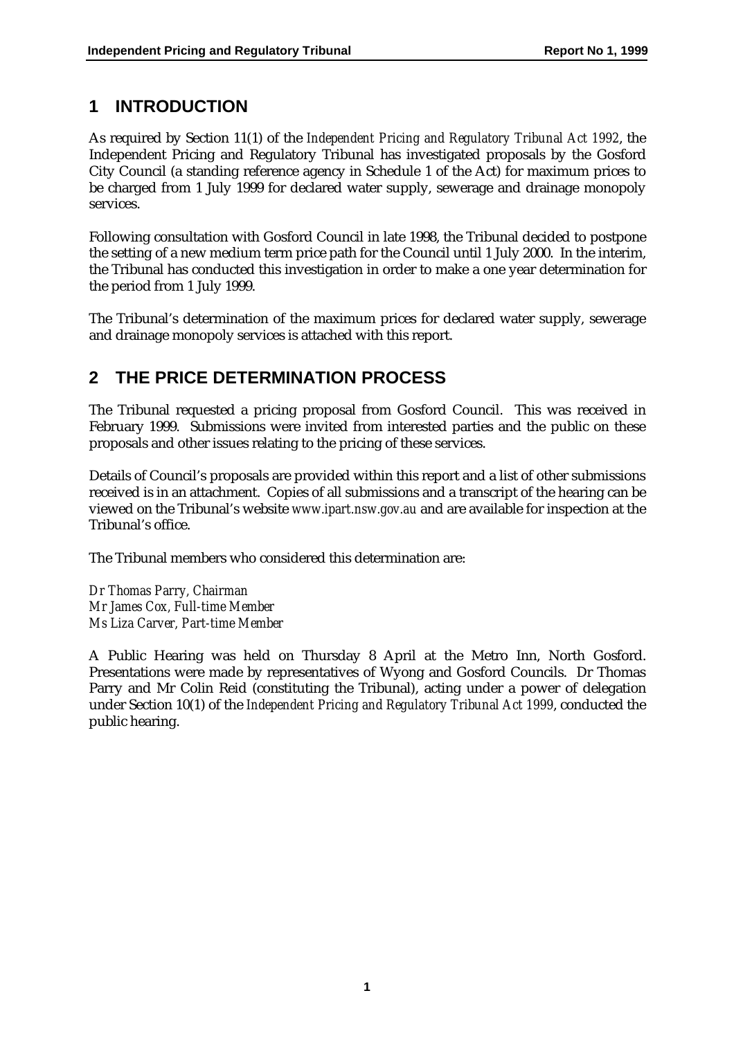## 1 INTRODUCTION

As required by Section 11(1) of the *Independent Pricing and Regulatory Tribunal Act 1992*, the Independent Pricing and Regulatory Tribunal has investigated proposals by the Gosford City Council (a standing reference agency in Schedule 1 of the Act) for maximum prices to be charged from 1 July 1999 for declared water supply, sewerage and drainage monopoly services.

Following consultation with Gosford Council in late 1998, the Tribunal decided to postpone the setting of a new medium term price path for the Council until 1 July 2000. In the interim, the Tribunal has conducted this investigation in order to make a one year determination for the period from 1 July 1999.

The Tribunal's determination of the maximum prices for declared water supply, sewerage and drainage monopoly services is attached with this report.

## 2 THE PRICE DETERMINATION PROCESS

The Tribunal requested a pricing proposal from Gosford Council. This was received in February 1999. Submissions were invited from interested parties and the public on these proposals and other issues relating to the pricing of these services.

Details of Council's proposals are provided within this report and a list of other submissions received is in an attachment. Copies of all submissions and a transcript of the hearing can be viewed on the Tribunal's website *www.ipart.nsw.gov.au* and are available for inspection at the Tribunal's office.

The Tribunal members who considered this determination are:

*Dr Thomas Parry, Chairman*
*Mr James Cox, Full-time Member*
*Ms Liza Carver, Part-time Member*

A Public Hearing was held on Thursday 8 April at the Metro Inn, North Gosford. Presentations were made by representatives of Wyong and Gosford Councils. Dr Thomas Parry and Mr Colin Reid (constituting the Tribunal), acting under a power of delegation under Section 10(1) of the *Independent Pricing and Regulatory Tribunal Act 1999*, conducted the public hearing.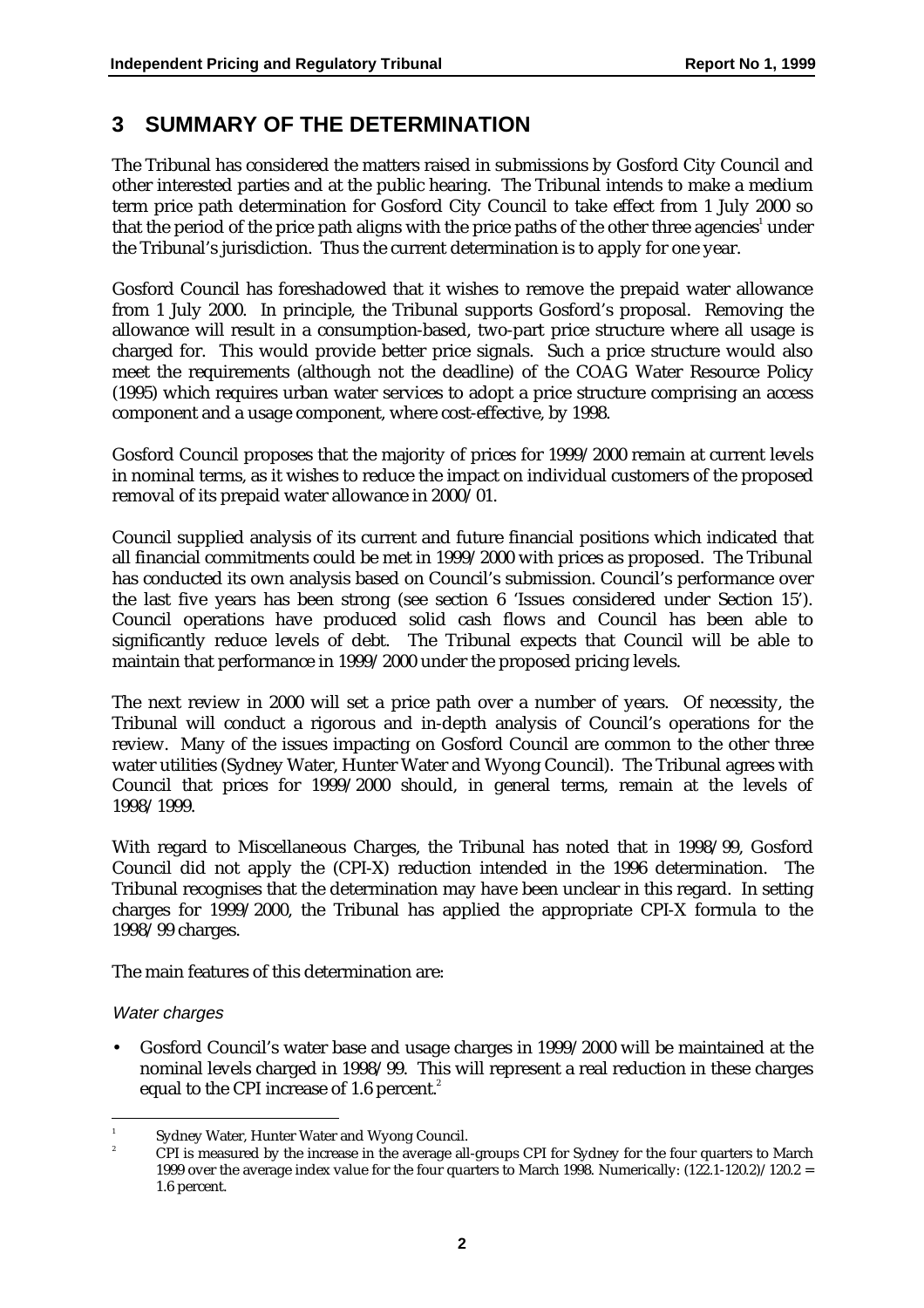## 3 SUMMARY OF THE DETERMINATION

The Tribunal has considered the matters raised in submissions by Gosford City Council and other interested parties and at the public hearing. The Tribunal intends to make a medium term price path determination for Gosford City Council to take effect from 1 July 2000 so that the period of the price path aligns with the price paths of the other three agencies[1] under the Tribunal's jurisdiction. Thus the current determination is to apply for one year.

Gosford Council has foreshadowed that it wishes to remove the prepaid water allowance from 1 July 2000. In principle, the Tribunal supports Gosford's proposal. Removing the allowance will result in a consumption-based, two-part price structure where all usage is charged for. This would provide better price signals. Such a price structure would also meet the requirements (although not the deadline) of the COAG Water Resource Policy (1995) which requires urban water services to adopt a price structure comprising an access component and a usage component, where cost-effective, by 1998.

Gosford Council proposes that the majority of prices for 1999/2000 remain at current levels in nominal terms, as it wishes to reduce the impact on individual customers of the proposed removal of its prepaid water allowance in 2000/01.

Council supplied analysis of its current and future financial positions which indicated that all financial commitments could be met in 1999/2000 with prices as proposed. The Tribunal has conducted its own analysis based on Council's submission. Council's performance over the last five years has been strong (see section 6 'Issues considered under Section 15'). Council operations have produced solid cash flows and Council has been able to significantly reduce levels of debt. The Tribunal expects that Council will be able to maintain that performance in 1999/2000 under the proposed pricing levels.

The next review in 2000 will set a price path over a number of years. Of necessity, the Tribunal will conduct a rigorous and in-depth analysis of Council's operations for the review. Many of the issues impacting on Gosford Council are common to the other three water utilities (Sydney Water, Hunter Water and Wyong Council). The Tribunal agrees with Council that prices for 1999/2000 should, in general terms, remain at the levels of 1998/1999.

With regard to Miscellaneous Charges, the Tribunal has noted that in 1998/99, Gosford Council did not apply the (CPI-X) reduction intended in the 1996 determination. The Tribunal recognises that the determination may have been unclear in this regard. In setting charges for 1999/2000, the Tribunal has applied the appropriate CPI-X formula to the 1998/99 charges.

The main features of this determination are:

*Water charges*

- Gosford Council's water base and usage charges in 1999/2000 will be maintained at the nominal levels charged in 1998/99. This will represent a real reduction in these charges equal to the CPI increase of 1.6 percent.[2]

---

[1] Sydney Water, Hunter Water and Wyong Council.

[2] CPI is measured by the increase in the average all-groups CPI for Sydney for the four quarters to March 1999 over the average index value for the four quarters to March 1998. Numerically: (122.1-120.2)/120.2 = 1.6 percent.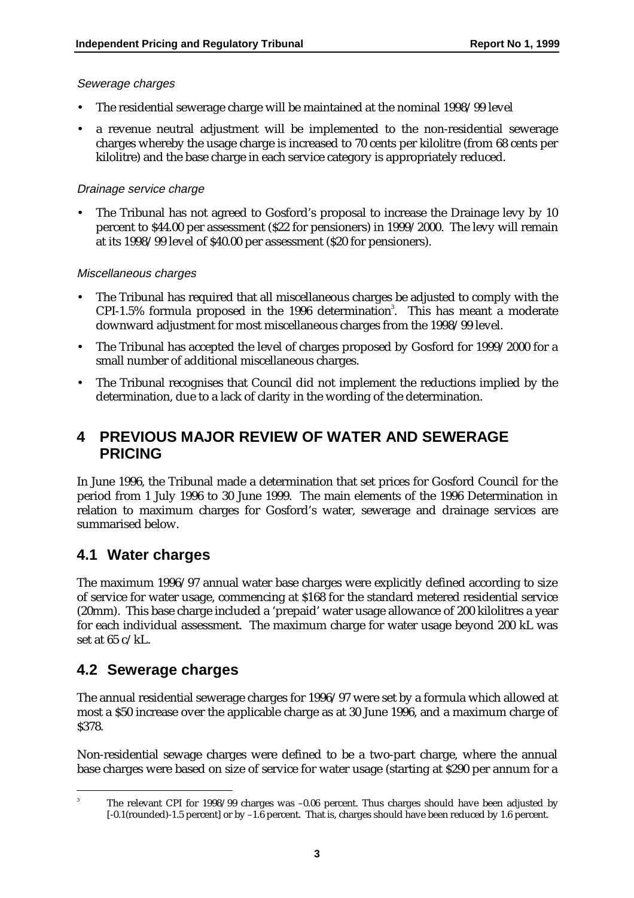*Sewerage charges*

- The residential sewerage charge will be maintained at the nominal 1998/99 level
- a revenue neutral adjustment will be implemented to the non-residential sewerage charges whereby the usage charge is increased to 70 cents per kilolitre (from 68 cents per kilolitre) and the base charge in each service category is appropriately reduced.

*Drainage service charge*

- The Tribunal has not agreed to Gosford's proposal to increase the Drainage levy by 10 percent to $44.00 per assessment ($22 for pensioners) in 1999/2000. The levy will remain at its 1998/99 level of $40.00 per assessment ($20 for pensioners).

*Miscellaneous charges*

- The Tribunal has required that all miscellaneous charges be adjusted to comply with the CPI-1.5% formula proposed in the 1996 determination[3]. This has meant a moderate downward adjustment for most miscellaneous charges from the 1998/99 level.
- The Tribunal has accepted the level of charges proposed by Gosford for 1999/2000 for a small number of additional miscellaneous charges.
- The Tribunal recognises that Council did not implement the reductions implied by the determination, due to a lack of clarity in the wording of the determination.

## 4 PREVIOUS MAJOR REVIEW OF WATER AND SEWERAGE PRICING

In June 1996, the Tribunal made a determination that set prices for Gosford Council for the period from 1 July 1996 to 30 June 1999. The main elements of the 1996 Determination in relation to maximum charges for Gosford's water, sewerage and drainage services are summarised below.

### 4.1 Water charges

The maximum 1996/97 annual water base charges were explicitly defined according to size of service for water usage, commencing at $168 for the standard metered residential service (20mm). This base charge included a 'prepaid' water usage allowance of 200 kilolitres a year for each individual assessment. The maximum charge for water usage beyond 200 kL was set at 65 c/kL.

### 4.2 Sewerage charges

The annual residential sewerage charges for 1996/97 were set by a formula which allowed at most a $50 increase over the applicable charge as at 30 June 1996, and a maximum charge of $378.

Non-residential sewage charges were defined to be a two-part charge, where the annual base charges were based on size of service for water usage (starting at $290 per annum for a

---

[3] The relevant CPI for 1998/99 charges was –0.06 percent. Thus charges should have been adjusted by [-0.1(rounded)-1.5 percent] or by –1.6 percent. That is, charges should have been reduced by 1.6 percent.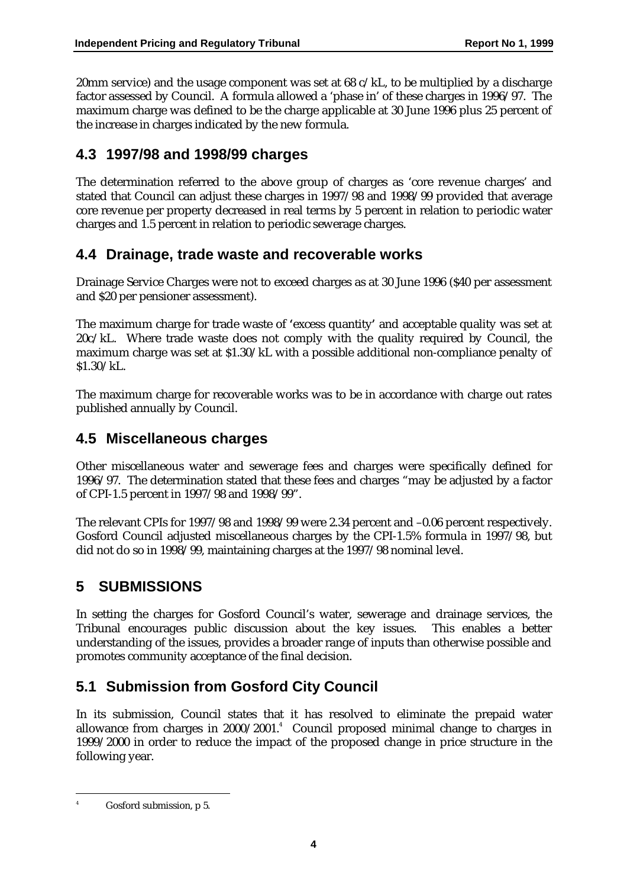20mm service) and the usage component was set at 68 c/kL, to be multiplied by a discharge factor assessed by Council. A formula allowed a 'phase in' of these charges in 1996/97. The maximum charge was defined to be the charge applicable at 30 June 1996 plus 25 percent of the increase in charges indicated by the new formula.

## 4.3 1997/98 and 1998/99 charges

The determination referred to the above group of charges as 'core revenue charges' and stated that Council can adjust these charges in 1997/98 and 1998/99 provided that average core revenue per property decreased in real terms by 5 percent in relation to periodic water charges and 1.5 percent in relation to periodic sewerage charges.

## 4.4 Drainage, trade waste and recoverable works

Drainage Service Charges were not to exceed charges as at 30 June 1996 ($40 per assessment and $20 per pensioner assessment).

The maximum charge for trade waste of 'excess quantity' and acceptable quality was set at 20c/kL. Where trade waste does not comply with the quality required by Council, the maximum charge was set at $1.30/kL with a possible additional non-compliance penalty of $1.30/kL.

The maximum charge for recoverable works was to be in accordance with charge out rates published annually by Council.

## 4.5 Miscellaneous charges

Other miscellaneous water and sewerage fees and charges were specifically defined for 1996/97. The determination stated that these fees and charges "may be adjusted by a factor of CPI-1.5 percent in 1997/98 and 1998/99".

The relevant CPIs for 1997/98 and 1998/99 were 2.34 percent and –0.06 percent respectively. Gosford Council adjusted miscellaneous charges by the CPI-1.5% formula in 1997/98, but did not do so in 1998/99, maintaining charges at the 1997/98 nominal level.

# 5 SUBMISSIONS

In setting the charges for Gosford Council's water, sewerage and drainage services, the Tribunal encourages public discussion about the key issues. This enables a better understanding of the issues, provides a broader range of inputs than otherwise possible and promotes community acceptance of the final decision.

## 5.1 Submission from Gosford City Council

In its submission, Council states that it has resolved to eliminate the prepaid water allowance from charges in 2000/2001.[4] Council proposed minimal change to charges in 1999/2000 in order to reduce the impact of the proposed change in price structure in the following year.

[4] Gosford submission, p 5.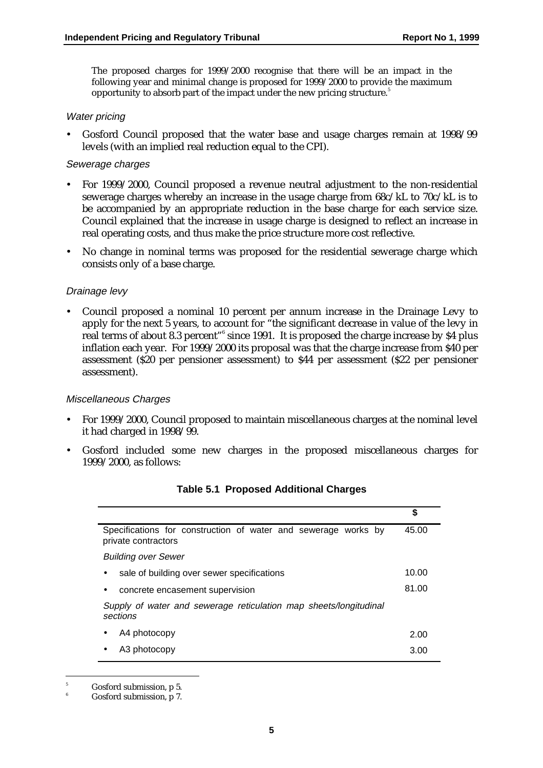The proposed charges for 1999/2000 recognise that there will be an impact in the following year and minimal change is proposed for 1999/2000 to provide the maximum opportunity to absorb part of the impact under the new pricing structure.[5]

*Water pricing*

- Gosford Council proposed that the water base and usage charges remain at 1998/99 levels (with an implied real reduction equal to the CPI).

*Sewerage charges*

- For 1999/2000, Council proposed a revenue neutral adjustment to the non-residential sewerage charges whereby an increase in the usage charge from 68c/kL to 70c/kL is to be accompanied by an appropriate reduction in the base charge for each service size. Council explained that the increase in usage charge is designed to reflect an increase in real operating costs, and thus make the price structure more cost reflective.
- No change in nominal terms was proposed for the residential sewerage charge which consists only of a base charge.

*Drainage levy*

- Council proposed a nominal 10 percent per annum increase in the Drainage Levy to apply for the next 5 years, to account for "the significant decrease in value of the levy in real terms of about 8.3 percent"[6] since 1991. It is proposed the charge increase by $4 plus inflation each year. For 1999/2000 its proposal was that the charge increase from $40 per assessment ($20 per pensioner assessment) to $44 per assessment ($22 per pensioner assessment).

*Miscellaneous Charges*

- For 1999/2000, Council proposed to maintain miscellaneous charges at the nominal level it had charged in 1998/99.
- Gosford included some new charges in the proposed miscellaneous charges for 1999/2000, as follows:

**Table 5.1 Proposed Additional Charges**

| | $ |
|---|---|
| Specifications for construction of water and sewerage works by private contractors | 45.00 |
| *Building over Sewer* | |
| • sale of building over sewer specifications | 10.00 |
| • concrete encasement supervision | 81.00 |
| *Supply of water and sewerage reticulation map sheets/longitudinal sections* | |
| • A4 photocopy | 2.00 |
| • A3 photocopy | 3.00 |

[5] Gosford submission, p 5.

[6] Gosford submission, p 7.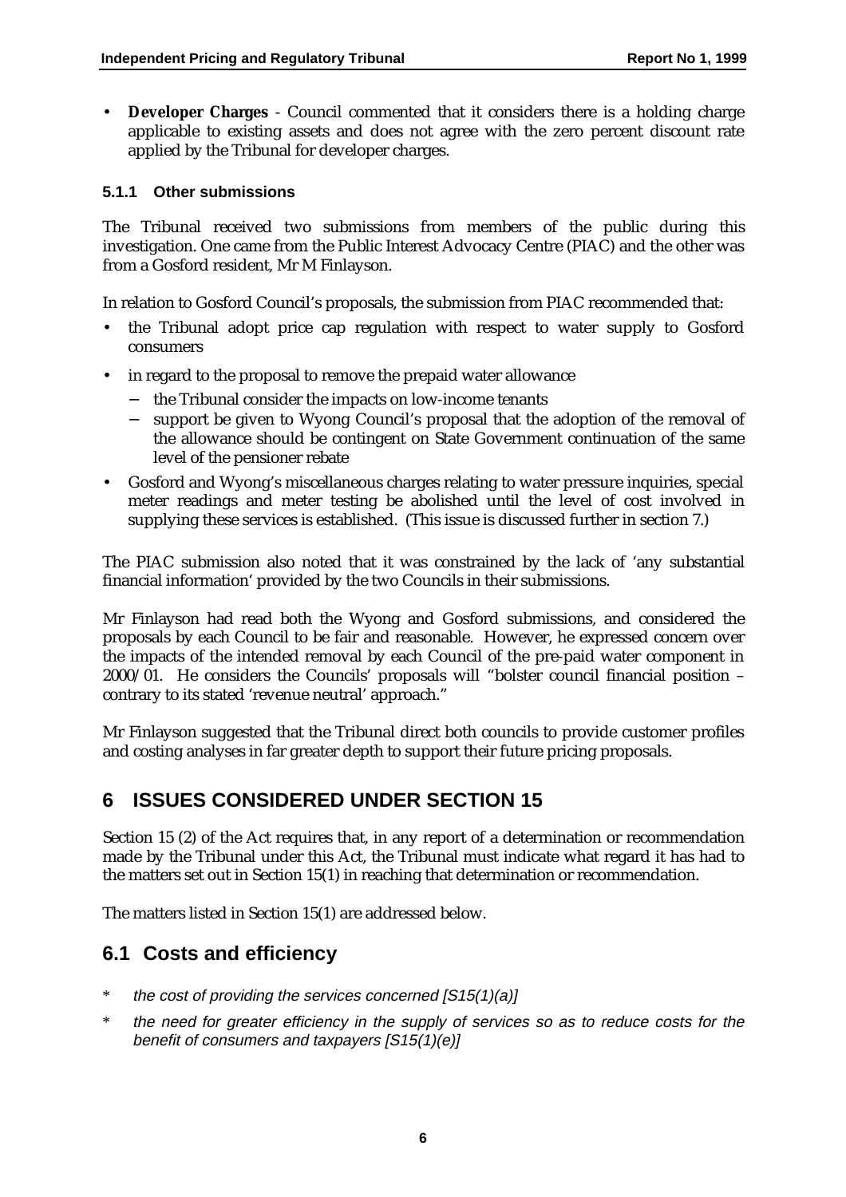- **Developer Charges** - Council commented that it considers there is a holding charge applicable to existing assets and does not agree with the zero percent discount rate applied by the Tribunal for developer charges.

### 5.1.1 Other submissions

The Tribunal received two submissions from members of the public during this investigation. One came from the Public Interest Advocacy Centre (PIAC) and the other was from a Gosford resident, Mr M Finlayson.

In relation to Gosford Council's proposals, the submission from PIAC recommended that:

- the Tribunal adopt price cap regulation with respect to water supply to Gosford consumers
- in regard to the proposal to remove the prepaid water allowance
  - the Tribunal consider the impacts on low-income tenants
  - support be given to Wyong Council's proposal that the adoption of the removal of the allowance should be contingent on State Government continuation of the same level of the pensioner rebate
- Gosford and Wyong's miscellaneous charges relating to water pressure inquiries, special meter readings and meter testing be abolished until the level of cost involved in supplying these services is established. (This issue is discussed further in section 7.)

The PIAC submission also noted that it was constrained by the lack of 'any substantial financial information' provided by the two Councils in their submissions.

Mr Finlayson had read both the Wyong and Gosford submissions, and considered the proposals by each Council to be fair and reasonable. However, he expressed concern over the impacts of the intended removal by each Council of the pre-paid water component in 2000/01. He considers the Councils' proposals will "bolster council financial position – contrary to its stated 'revenue neutral' approach."

Mr Finlayson suggested that the Tribunal direct both councils to provide customer profiles and costing analyses in far greater depth to support their future pricing proposals.

## 6 ISSUES CONSIDERED UNDER SECTION 15

Section 15 (2) of the Act requires that, in any report of a determination or recommendation made by the Tribunal under this Act, the Tribunal must indicate what regard it has had to the matters set out in Section 15(1) in reaching that determination or recommendation.

The matters listed in Section 15(1) are addressed below.

## 6.1 Costs and efficiency

\* *the cost of providing the services concerned [S15(1)(a)]*

\* *the need for greater efficiency in the supply of services so as to reduce costs for the benefit of consumers and taxpayers [S15(1)(e)]*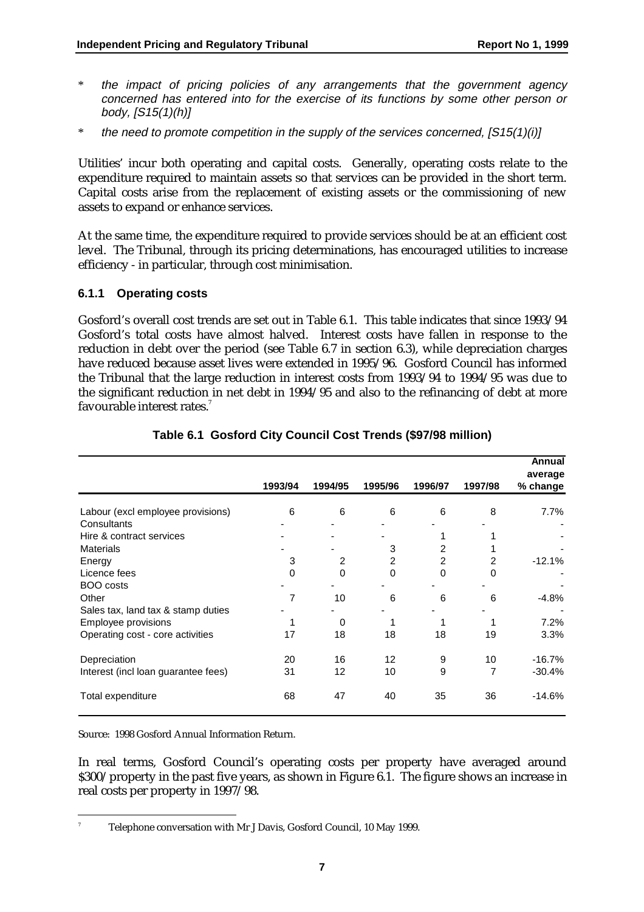* *the impact of pricing policies of any arrangements that the government agency concerned has entered into for the exercise of its functions by some other person or body, [S15(1)(h)]*

* *the need to promote competition in the supply of the services concerned, [S15(1)(i)]*

Utilities' incur both operating and capital costs. Generally, operating costs relate to the expenditure required to maintain assets so that services can be provided in the short term. Capital costs arise from the replacement of existing assets or the commissioning of new assets to expand or enhance services.

At the same time, the expenditure required to provide services should be at an efficient cost level. The Tribunal, through its pricing determinations, has encouraged utilities to increase efficiency - in particular, through cost minimisation.

### 6.1.1 Operating costs

Gosford's overall cost trends are set out in Table 6.1. This table indicates that since 1993/94 Gosford's total costs have almost halved. Interest costs have fallen in response to the reduction in debt over the period (see Table 6.7 in section 6.3), while depreciation charges have reduced because asset lives were extended in 1995/96. Gosford Council has informed the Tribunal that the large reduction in interest costs from 1993/94 to 1994/95 was due to the significant reduction in net debt in 1994/95 and also to the refinancing of debt at more favourable interest rates.[7]

**Table 6.1 Gosford City Council Cost Trends ($97/98 million)**

| | 1993/94 | 1994/95 | 1995/96 | 1996/97 | 1997/98 | Annual average % change |
|---|---|---|---|---|---|---|
| Labour (excl employee provisions) | 6 | 6 | 6 | 6 | 8 | 7.7% |
| Consultants | - | - | - | - | - | - |
| Hire & contract services | - | - | - | 1 | 1 | - |
| Materials | - | - | 3 | 2 | 1 | - |
| Energy | 3 | 2 | 2 | 2 | 2 | -12.1% |
| Licence fees | 0 | 0 | 0 | 0 | 0 | - |
| BOO costs | - | - | - | - | - | - |
| Other | 7 | 10 | 6 | 6 | 6 | -4.8% |
| Sales tax, land tax & stamp duties | - | - | - | - | - | - |
| Employee provisions | 1 | 0 | 1 | 1 | 1 | 7.2% |
| Operating cost - core activities | 17 | 18 | 18 | 18 | 19 | 3.3% |
| Depreciation | 20 | 16 | 12 | 9 | 10 | -16.7% |
| Interest (incl loan guarantee fees) | 31 | 12 | 10 | 9 | 7 | -30.4% |
| Total expenditure | 68 | 47 | 40 | 35 | 36 | -14.6% |

Source: 1998 Gosford Annual Information Return.

In real terms, Gosford Council's operating costs per property have averaged around $300/property in the past five years, as shown in Figure 6.1. The figure shows an increase in real costs per property in 1997/98.

[7] Telephone conversation with Mr J Davis, Gosford Council, 10 May 1999.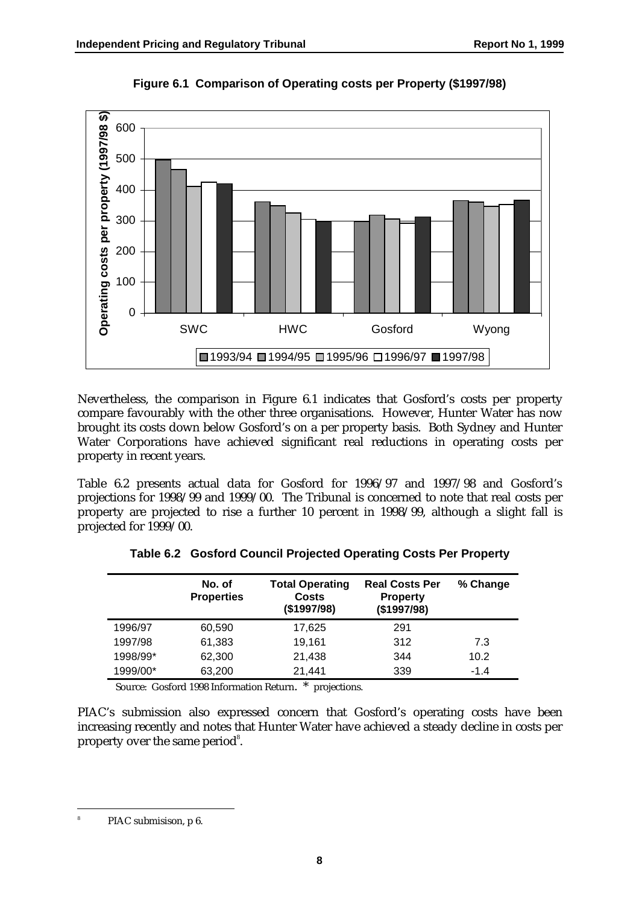**Figure 6.1 Comparison of Operating costs per Property ($1997/98)**

Nevertheless, the comparison in Figure 6.1 indicates that Gosford's costs per property compare favourably with the other three organisations. However, Hunter Water has now brought its costs down below Gosford's on a per property basis. Both Sydney and Hunter Water Corporations have achieved significant real reductions in operating costs per property in recent years.

Table 6.2 presents actual data for Gosford for 1996/97 and 1997/98 and Gosford's projections for 1998/99 and 1999/00. The Tribunal is concerned to note that real costs per property are projected to rise a further 10 percent in 1998/99, although a slight fall is projected for 1999/00.

**Table 6.2 Gosford Council Projected Operating Costs Per Property**

| | No. of Properties | Total Operating Costs ($1997/98) | Real Costs Per Property ($1997/98) | % Change |
|---|---|---|---|---|
| 1996/97 | 60,590 | 17,625 | 291 | |
| 1997/98 | 61,383 | 19,161 | 312 | 7.3 |
| 1998/99* | 62,300 | 21,438 | 344 | 10.2 |
| 1999/00* | 63,200 | 21,441 | 339 | -1.4 |

Source: Gosford 1998 Information Return. * projections.

PIAC's submission also expressed concern that Gosford's operating costs have been increasing recently and notes that Hunter Water have achieved a steady decline in costs per property over the same period[8].

[8] PIAC submisison, p 6.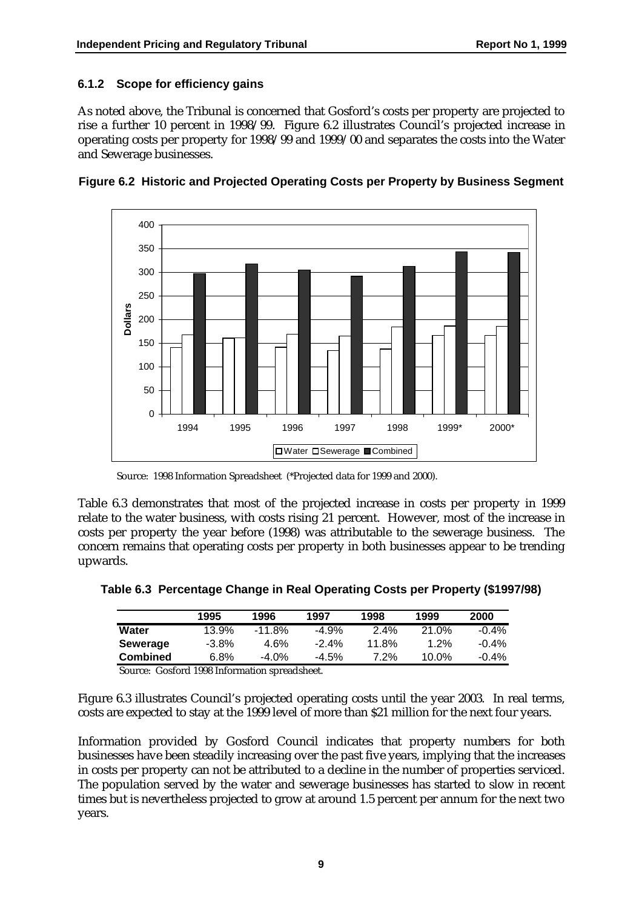### 6.1.2 Scope for efficiency gains

As noted above, the Tribunal is concerned that Gosford's costs per property are projected to rise a further 10 percent in 1998/99. Figure 6.2 illustrates Council's projected increase in operating costs per property for 1998/99 and 1999/00 and separates the costs into the Water and Sewerage businesses.

**Figure 6.2 Historic and Projected Operating Costs per Property by Business Segment**

Source: 1998 Information Spreadsheet (*Projected data for 1999 and 2000).

Table 6.3 demonstrates that most of the projected increase in costs per property in 1999 relate to the water business, with costs rising 21 percent. However, most of the increase in costs per property the year before (1998) was attributable to the sewerage business. The concern remains that operating costs per property in both businesses appear to be trending upwards.

**Table 6.3 Percentage Change in Real Operating Costs per Property ($1997/98)**

| | 1995 | 1996 | 1997 | 1998 | 1999 | 2000 |
|---|---|---|---|---|---|---|
| **Water** | 13.9% | -11.8% | -4.9% | 2.4% | 21.0% | -0.4% |
| **Sewerage** | -3.8% | 4.6% | -2.4% | 11.8% | 1.2% | -0.4% |
| **Combined** | 6.8% | -4.0% | -4.5% | 7.2% | 10.0% | -0.4% |

Source: Gosford 1998 Information spreadsheet.

Figure 6.3 illustrates Council's projected operating costs until the year 2003. In real terms, costs are expected to stay at the 1999 level of more than $21 million for the next four years.

Information provided by Gosford Council indicates that property numbers for both businesses have been steadily increasing over the past five years, implying that the increases in costs per property can not be attributed to a decline in the number of properties serviced. The population served by the water and sewerage businesses has started to slow in recent times but is nevertheless projected to grow at around 1.5 percent per annum for the next two years.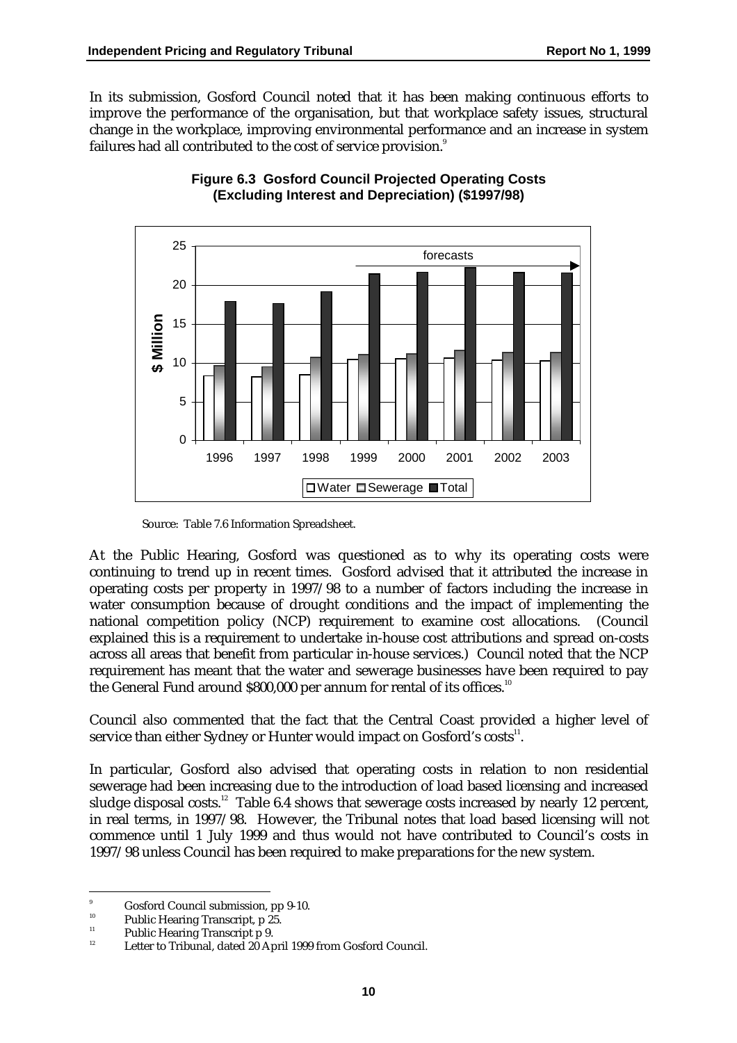In its submission, Gosford Council noted that it has been making continuous efforts to improve the performance of the organisation, but that workplace safety issues, structural change in the workplace, improving environmental performance and an increase in system failures had all contributed to the cost of service provision.[9]

**Figure 6.3 Gosford Council Projected Operating Costs (Excluding Interest and Depreciation) ($1997/98)**

Source: Table 7.6 Information Spreadsheet.

At the Public Hearing, Gosford was questioned as to why its operating costs were continuing to trend up in recent times. Gosford advised that it attributed the increase in operating costs per property in 1997/98 to a number of factors including the increase in water consumption because of drought conditions and the impact of implementing the national competition policy (NCP) requirement to examine cost allocations. (Council explained this is a requirement to undertake in-house cost attributions and spread on-costs across all areas that benefit from particular in-house services.) Council noted that the NCP requirement has meant that the water and sewerage businesses have been required to pay the General Fund around $800,000 per annum for rental of its offices.[10]

Council also commented that the fact that the Central Coast provided a higher level of service than either Sydney or Hunter would impact on Gosford's costs[11].

In particular, Gosford also advised that operating costs in relation to non residential sewerage had been increasing due to the introduction of load based licensing and increased sludge disposal costs.[12] Table 6.4 shows that sewerage costs increased by nearly 12 percent, in real terms, in 1997/98. However, the Tribunal notes that load based licensing will not commence until 1 July 1999 and thus would not have contributed to Council's costs in 1997/98 unless Council has been required to make preparations for the new system.

---

[9] Gosford Council submission, pp 9-10.

[10] Public Hearing Transcript, p 25.

[11] Public Hearing Transcript p 9.

[12] Letter to Tribunal, dated 20 April 1999 from Gosford Council.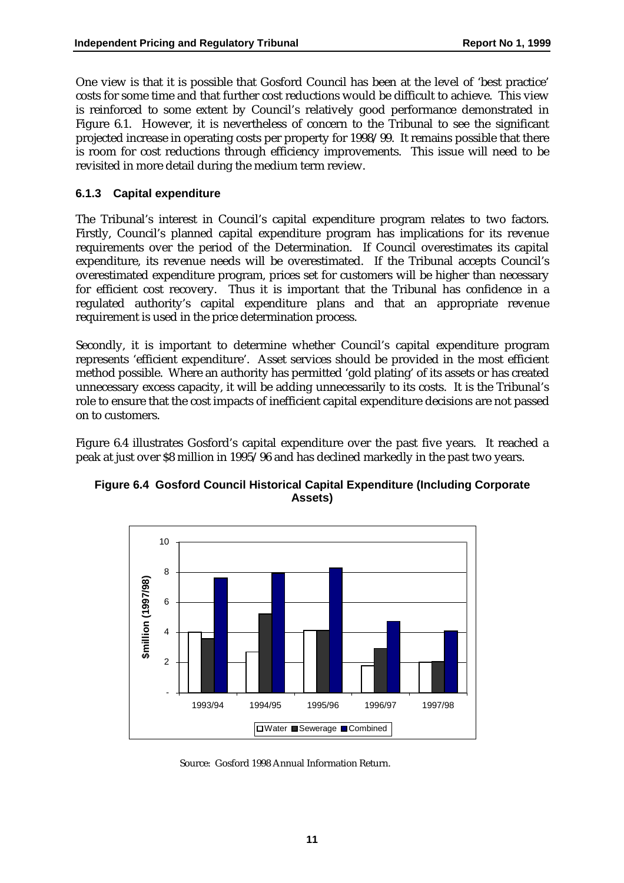One view is that it is possible that Gosford Council has been at the level of 'best practice' costs for some time and that further cost reductions would be difficult to achieve. This view is reinforced to some extent by Council's relatively good performance demonstrated in Figure 6.1. However, it is nevertheless of concern to the Tribunal to see the significant projected increase in operating costs per property for 1998/99. It remains possible that there is room for cost reductions through efficiency improvements. This issue will need to be revisited in more detail during the medium term review.

### 6.1.3 Capital expenditure

The Tribunal's interest in Council's capital expenditure program relates to two factors. Firstly, Council's planned capital expenditure program has implications for its revenue requirements over the period of the Determination. If Council overestimates its capital expenditure, its revenue needs will be overestimated. If the Tribunal accepts Council's overestimated expenditure program, prices set for customers will be higher than necessary for efficient cost recovery. Thus it is important that the Tribunal has confidence in a regulated authority's capital expenditure plans and that an appropriate revenue requirement is used in the price determination process.

Secondly, it is important to determine whether Council's capital expenditure program represents 'efficient expenditure'. Asset services should be provided in the most efficient method possible. Where an authority has permitted 'gold plating' of its assets or has created unnecessary excess capacity, it will be adding unnecessarily to its costs. It is the Tribunal's role to ensure that the cost impacts of inefficient capital expenditure decisions are not passed on to customers.

Figure 6.4 illustrates Gosford's capital expenditure over the past five years. It reached a peak at just over $8 million in 1995/96 and has declined markedly in the past two years.

**Figure 6.4 Gosford Council Historical Capital Expenditure (Including Corporate Assets)**

Source: Gosford 1998 Annual Information Return.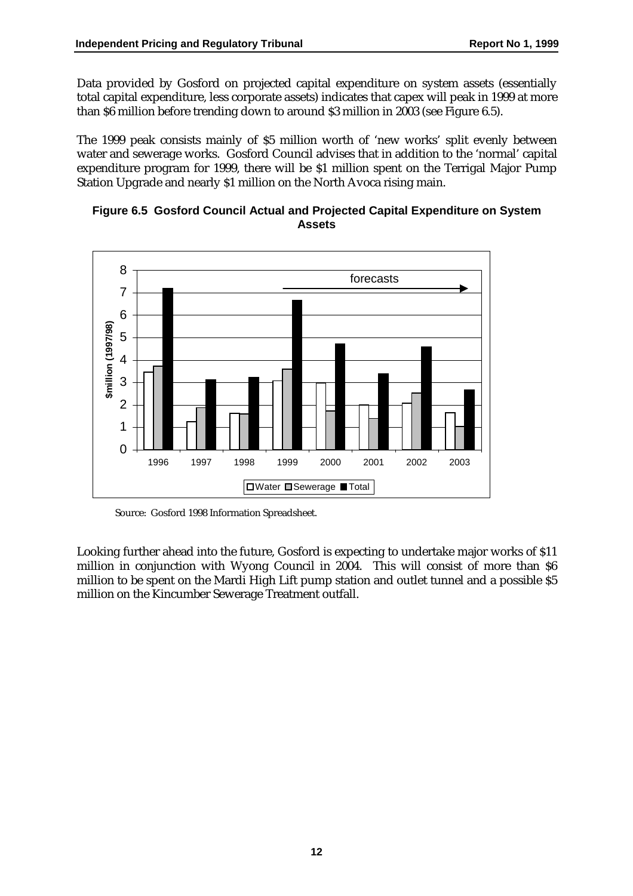Data provided by Gosford on projected capital expenditure on system assets (essentially total capital expenditure, less corporate assets) indicates that capex will peak in 1999 at more than $6 million before trending down to around $3 million in 2003 (see Figure 6.5).

The 1999 peak consists mainly of $5 million worth of 'new works' split evenly between water and sewerage works. Gosford Council advises that in addition to the 'normal' capital expenditure program for 1999, there will be $1 million spent on the Terrigal Major Pump Station Upgrade and nearly $1 million on the North Avoca rising main.

**Figure 6.5 Gosford Council Actual and Projected Capital Expenditure on System Assets**

Source: Gosford 1998 Information Spreadsheet.

Looking further ahead into the future, Gosford is expecting to undertake major works of $11 million in conjunction with Wyong Council in 2004. This will consist of more than $6 million to be spent on the Mardi High Lift pump station and outlet tunnel and a possible $5 million on the Kincumber Sewerage Treatment outfall.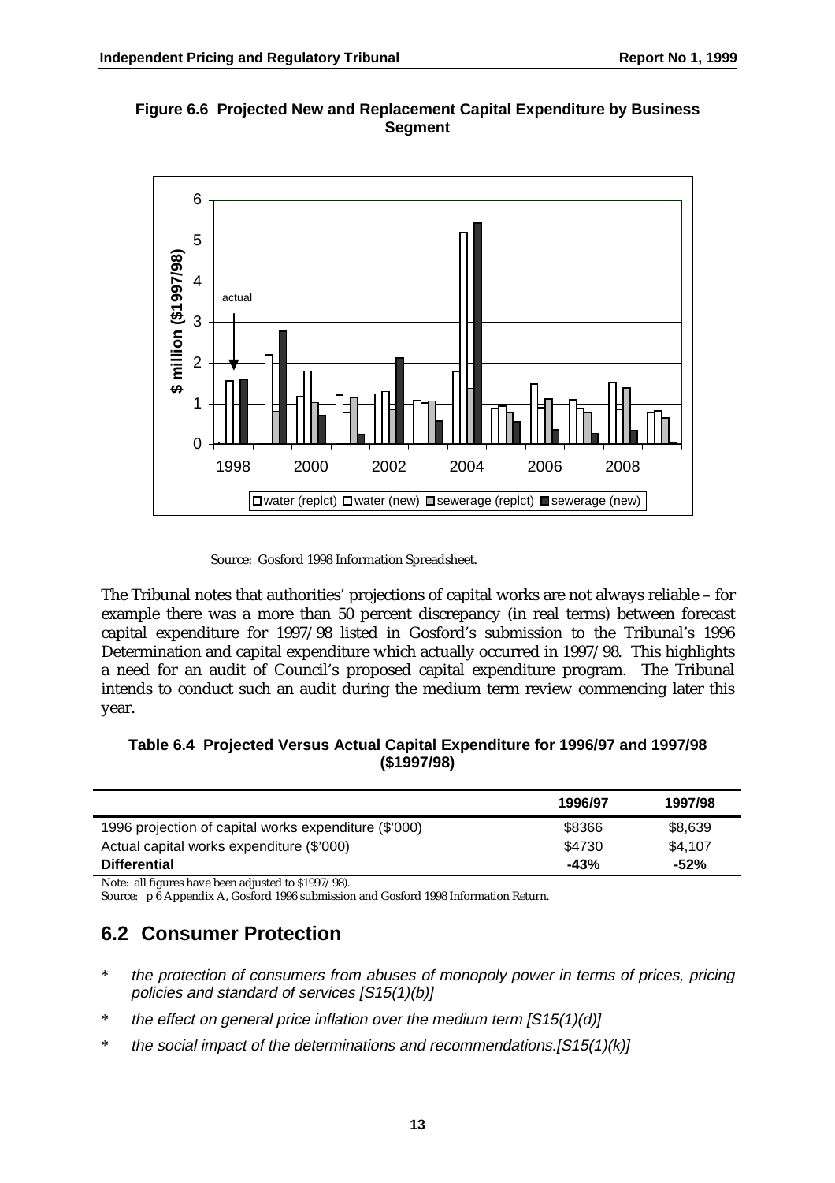**Figure 6.6 Projected New and Replacement Capital Expenditure by Business Segment**

Source: Gosford 1998 Information Spreadsheet.

The Tribunal notes that authorities' projections of capital works are not always reliable – for example there was a more than 50 percent discrepancy (in real terms) between forecast capital expenditure for 1997/98 listed in Gosford's submission to the Tribunal's 1996 Determination and capital expenditure which actually occurred in 1997/98. This highlights a need for an audit of Council's proposed capital expenditure program. The Tribunal intends to conduct such an audit during the medium term review commencing later this year.

**Table 6.4 Projected Versus Actual Capital Expenditure for 1996/97 and 1997/98 ($1997/98)**

| | 1996/97 | 1997/98 |
|---|---|---|
| 1996 projection of capital works expenditure ($'000) | $8366 | $8,639 |
| Actual capital works expenditure ($'000) | $4730 | $4,107 |
| **Differential** | **-43%** | **-52%** |

Note: all figures have been adjusted to $1997/98).

Source: p 6 Appendix A, Gosford 1996 submission and Gosford 1998 Information Return.

## 6.2 Consumer Protection

\* *the protection of consumers from abuses of monopoly power in terms of prices, pricing policies and standard of services [S15(1)(b)]*

\* *the effect on general price inflation over the medium term [S15(1)(d)]*

\* *the social impact of the determinations and recommendations.[S15(1)(k)]*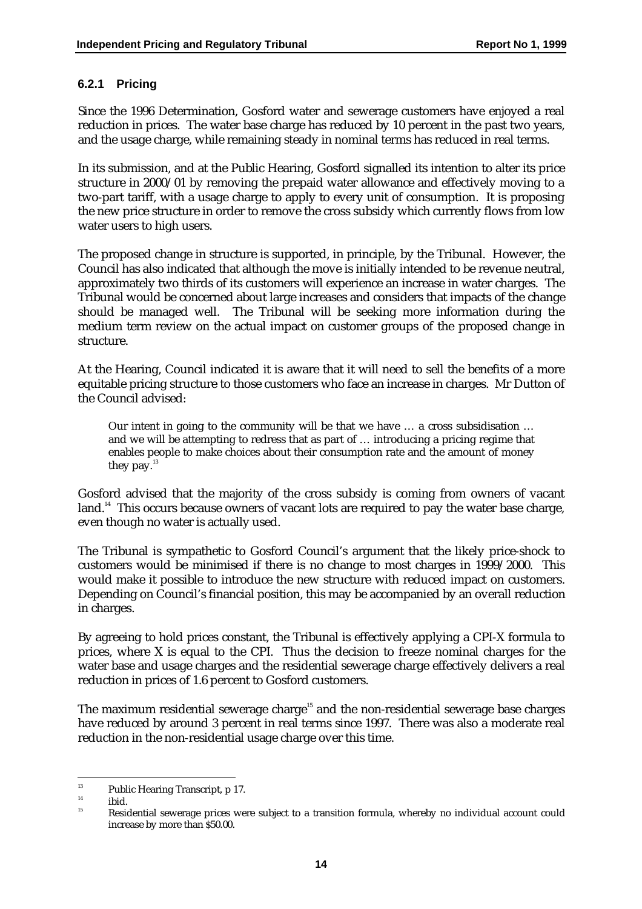### 6.2.1 Pricing

Since the 1996 Determination, Gosford water and sewerage customers have enjoyed a real reduction in prices. The water base charge has reduced by 10 percent in the past two years, and the usage charge, while remaining steady in nominal terms has reduced in real terms.

In its submission, and at the Public Hearing, Gosford signalled its intention to alter its price structure in 2000/01 by removing the prepaid water allowance and effectively moving to a two-part tariff, with a usage charge to apply to every unit of consumption. It is proposing the new price structure in order to remove the cross subsidy which currently flows from low water users to high users.

The proposed change in structure is supported, in principle, by the Tribunal. However, the Council has also indicated that although the move is initially intended to be revenue neutral, approximately two thirds of its customers will experience an increase in water charges. The Tribunal would be concerned about large increases and considers that impacts of the change should be managed well. The Tribunal will be seeking more information during the medium term review on the actual impact on customer groups of the proposed change in structure.

At the Hearing, Council indicated it is aware that it will need to sell the benefits of a more equitable pricing structure to those customers who face an increase in charges. Mr Dutton of the Council advised:

> Our intent in going to the community will be that we have … a cross subsidisation … and we will be attempting to redress that as part of … introducing a pricing regime that enables people to make choices about their consumption rate and the amount of money they pay.[13]

Gosford advised that the majority of the cross subsidy is coming from owners of vacant land.[14] This occurs because owners of vacant lots are required to pay the water base charge, even though no water is actually used.

The Tribunal is sympathetic to Gosford Council's argument that the likely price-shock to customers would be minimised if there is no change to most charges in 1999/2000. This would make it possible to introduce the new structure with reduced impact on customers. Depending on Council's financial position, this may be accompanied by an overall reduction in charges.

By agreeing to hold prices constant, the Tribunal is effectively applying a CPI-X formula to prices, where X is equal to the CPI. Thus the decision to freeze nominal charges for the water base and usage charges and the residential sewerage charge effectively delivers a real reduction in prices of 1.6 percent to Gosford customers.

The maximum residential sewerage charge[15] and the non-residential sewerage base charges have reduced by around 3 percent in real terms since 1997. There was also a moderate real reduction in the non-residential usage charge over this time.

---

[13] Public Hearing Transcript, p 17.

[14] ibid.

[15] Residential sewerage prices were subject to a transition formula, whereby no individual account could increase by more than $50.00.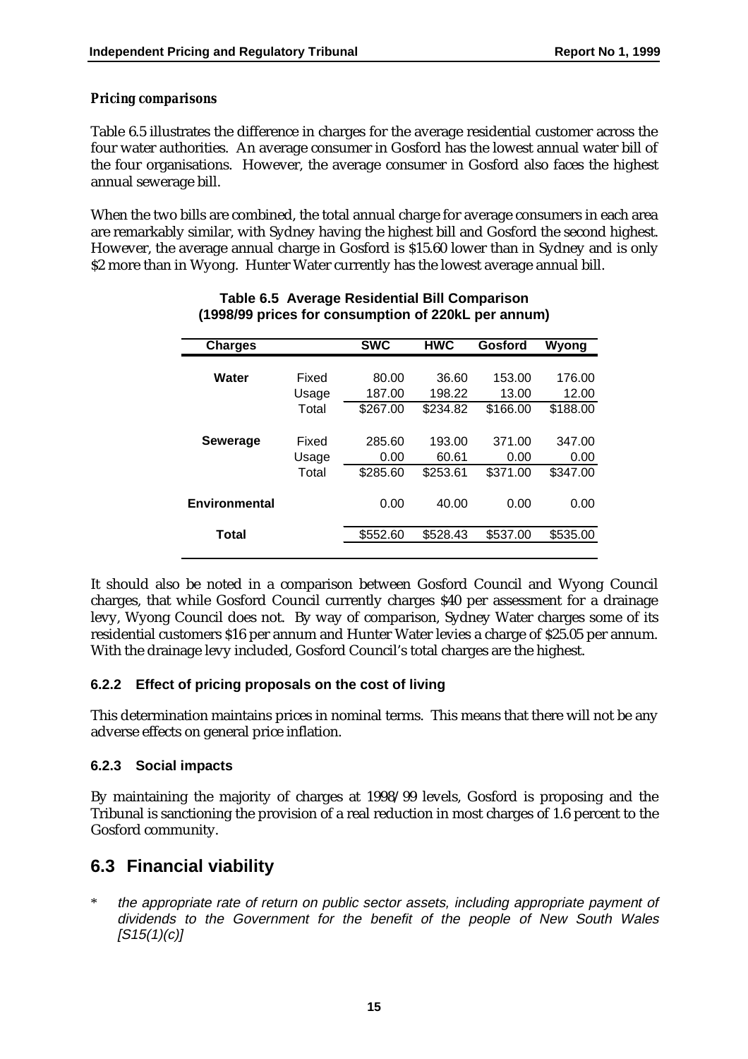### *Pricing comparisons*

Table 6.5 illustrates the difference in charges for the average residential customer across the four water authorities. An average consumer in Gosford has the lowest annual water bill of the four organisations. However, the average consumer in Gosford also faces the highest annual sewerage bill.

When the two bills are combined, the total annual charge for average consumers in each area are remarkably similar, with Sydney having the highest bill and Gosford the second highest. However, the average annual charge in Gosford is $15.60 lower than in Sydney and is only $2 more than in Wyong. Hunter Water currently has the lowest average annual bill.

**Table 6.5 Average Residential Bill Comparison (1998/99 prices for consumption of 220kL per annum)**

| Charges | | SWC | HWC | Gosford | Wyong |
|---|---|---|---|---|---|
| **Water** | Fixed | 80.00 | 36.60 | 153.00 | 176.00 |
| | Usage | 187.00 | 198.22 | 13.00 | 12.00 |
| | Total | $267.00 | $234.82 | $166.00 | $188.00 |
| **Sewerage** | Fixed | 285.60 | 193.00 | 371.00 | 347.00 |
| | Usage | 0.00 | 60.61 | 0.00 | 0.00 |
| | Total | $285.60 | $253.61 | $371.00 | $347.00 |
| **Environmental** | | 0.00 | 40.00 | 0.00 | 0.00 |
| **Total** | | $552.60 | $528.43 | $537.00 | $535.00 |

It should also be noted in a comparison between Gosford Council and Wyong Council charges, that while Gosford Council currently charges $40 per assessment for a drainage levy, Wyong Council does not. By way of comparison, Sydney Water charges some of its residential customers $16 per annum and Hunter Water levies a charge of $25.05 per annum. With the drainage levy included, Gosford Council's total charges are the highest.

### 6.2.2 Effect of pricing proposals on the cost of living

This determination maintains prices in nominal terms. This means that there will not be any adverse effects on general price inflation.

### 6.2.3 Social impacts

By maintaining the majority of charges at 1998/99 levels, Gosford is proposing and the Tribunal is sanctioning the provision of a real reduction in most charges of 1.6 percent to the Gosford community.

## 6.3 Financial viability

\* *the appropriate rate of return on public sector assets, including appropriate payment of dividends to the Government for the benefit of the people of New South Wales [S15(1)(c)]*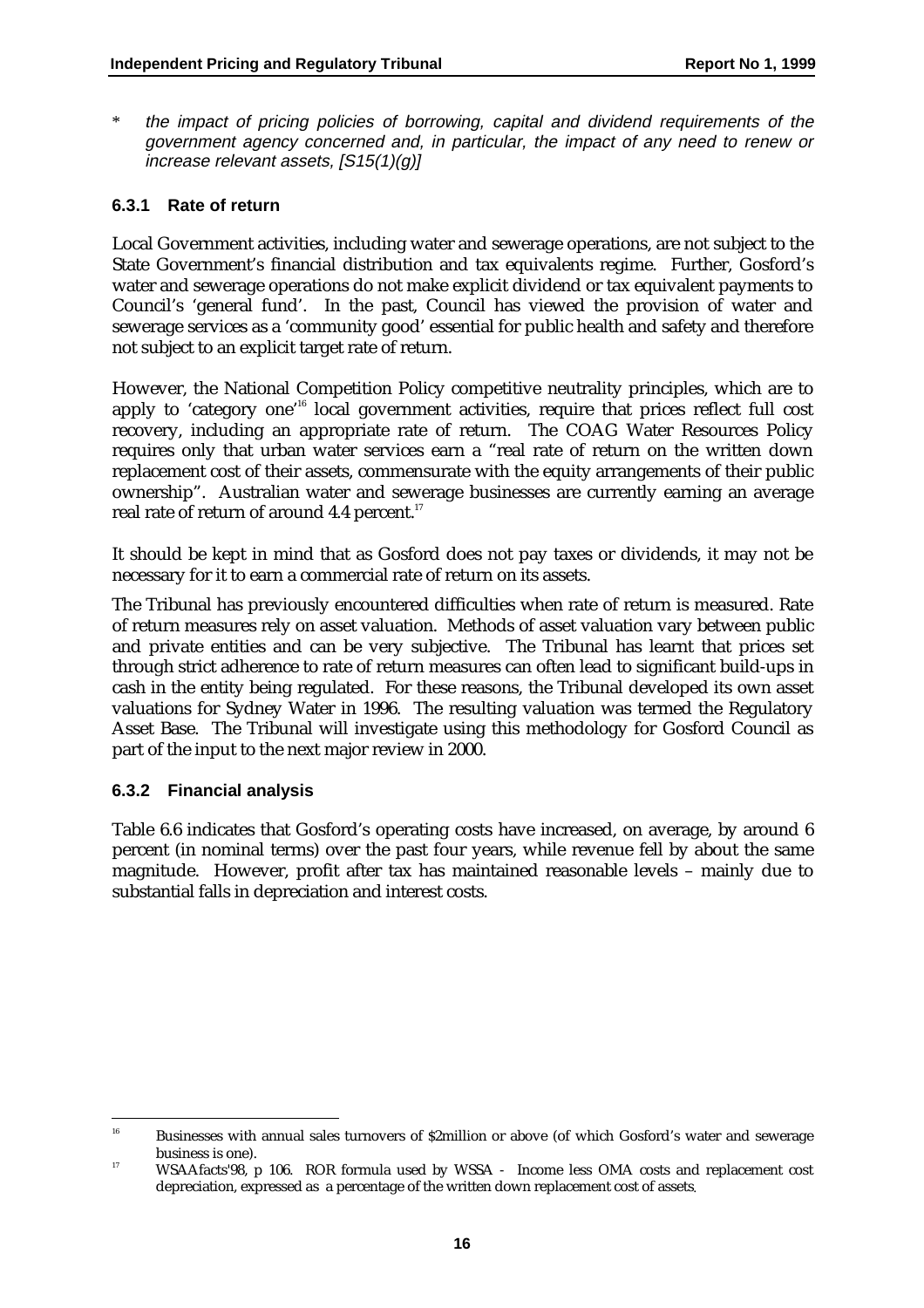* *the impact of pricing policies of borrowing, capital and dividend requirements of the government agency concerned and, in particular, the impact of any need to renew or increase relevant assets, [S15(1)(g)]*

### 6.3.1 Rate of return

Local Government activities, including water and sewerage operations, are not subject to the State Government's financial distribution and tax equivalents regime. Further, Gosford's water and sewerage operations do not make explicit dividend or tax equivalent payments to Council's 'general fund'. In the past, Council has viewed the provision of water and sewerage services as a 'community good' essential for public health and safety and therefore not subject to an explicit target rate of return.

However, the National Competition Policy competitive neutrality principles, which are to apply to 'category one'[16] local government activities, require that prices reflect full cost recovery, including an appropriate rate of return. The COAG Water Resources Policy requires only that urban water services earn a "real rate of return on the written down replacement cost of their assets, commensurate with the equity arrangements of their public ownership". Australian water and sewerage businesses are currently earning an average real rate of return of around 4.4 percent.[17]

It should be kept in mind that as Gosford does not pay taxes or dividends, it may not be necessary for it to earn a commercial rate of return on its assets.

The Tribunal has previously encountered difficulties when rate of return is measured. Rate of return measures rely on asset valuation. Methods of asset valuation vary between public and private entities and can be very subjective. The Tribunal has learnt that prices set through strict adherence to rate of return measures can often lead to significant build-ups in cash in the entity being regulated. For these reasons, the Tribunal developed its own asset valuations for Sydney Water in 1996. The resulting valuation was termed the Regulatory Asset Base. The Tribunal will investigate using this methodology for Gosford Council as part of the input to the next major review in 2000.

### 6.3.2 Financial analysis

Table 6.6 indicates that Gosford's operating costs have increased, on average, by around 6 percent (in nominal terms) over the past four years, while revenue fell by about the same magnitude. However, profit after tax has maintained reasonable levels – mainly due to substantial falls in depreciation and interest costs.

---

[16] Businesses with annual sales turnovers of $2million or above (of which Gosford's water and sewerage business is one).

[17] WSAAfacts'98, p 106. ROR formula used by WSSA - Income less OMA costs and replacement cost depreciation, expressed as a percentage of the written down replacement cost of assets.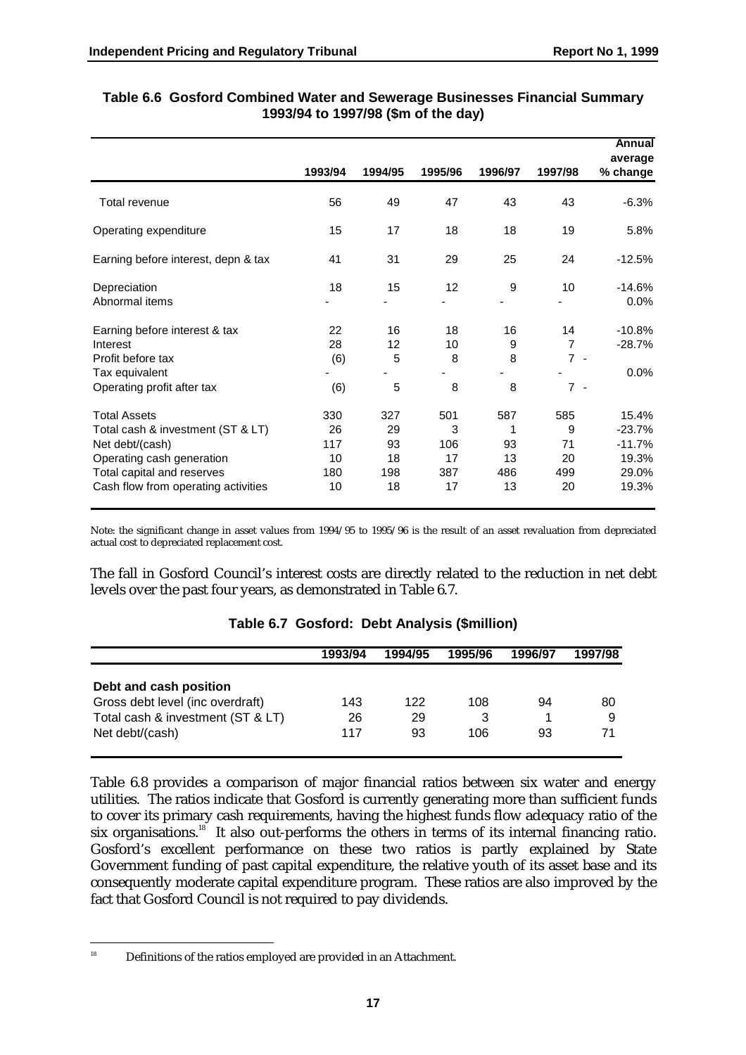**Table 6.6 Gosford Combined Water and Sewerage Businesses Financial Summary 1993/94 to 1997/98 ($m of the day)**

| | 1993/94 | 1994/95 | 1995/96 | 1996/97 | 1997/98 | Annual average % change |
|---|---|---|---|---|---|---|
| Total revenue | 56 | 49 | 47 | 43 | 43 | -6.3% |
| Operating expenditure | 15 | 17 | 18 | 18 | 19 | 5.8% |
| Earning before interest, depn & tax | 41 | 31 | 29 | 25 | 24 | -12.5% |
| Depreciation | 18 | 15 | 12 | 9 | 10 | -14.6% |
| Abnormal items | - | - | - | - | - | 0.0% |
| Earning before interest & tax | 22 | 16 | 18 | 16 | 14 | -10.8% |
| Interest | 28 | 12 | 10 | 9 | 7 | -28.7% |
| Profit before tax | (6) | 5 | 8 | 8 | 7 | - |
| Tax equivalent | - | - | - | - | - | 0.0% |
| Operating profit after tax | (6) | 5 | 8 | 8 | 7 | - |
| Total Assets | 330 | 327 | 501 | 587 | 585 | 15.4% |
| Total cash & investment (ST & LT) | 26 | 29 | 3 | 1 | 9 | -23.7% |
| Net debt/(cash) | 117 | 93 | 106 | 93 | 71 | -11.7% |
| Operating cash generation | 10 | 18 | 17 | 13 | 20 | 19.3% |
| Total capital and reserves | 180 | 198 | 387 | 486 | 499 | 29.0% |
| Cash flow from operating activities | 10 | 18 | 17 | 13 | 20 | 19.3% |

Note: the significant change in asset values from 1994/95 to 1995/96 is the result of an asset revaluation from depreciated actual cost to depreciated replacement cost.

The fall in Gosford Council's interest costs are directly related to the reduction in net debt levels over the past four years, as demonstrated in Table 6.7.

**Table 6.7 Gosford: Debt Analysis ($million)**

| | 1993/94 | 1994/95 | 1995/96 | 1996/97 | 1997/98 |
|---|---|---|---|---|---|
| **Debt and cash position** | | | | | |
| Gross debt level (inc overdraft) | 143 | 122 | 108 | 94 | 80 |
| Total cash & investment (ST & LT) | 26 | 29 | 3 | 1 | 9 |
| Net debt/(cash) | 117 | 93 | 106 | 93 | 71 |

Table 6.8 provides a comparison of major financial ratios between six water and energy utilities. The ratios indicate that Gosford is currently generating more than sufficient funds to cover its primary cash requirements, having the highest funds flow adequacy ratio of the six organisations.[18] It also out-performs the others in terms of its internal financing ratio. Gosford's excellent performance on these two ratios is partly explained by State Government funding of past capital expenditure, the relative youth of its asset base and its consequently moderate capital expenditure program. These ratios are also improved by the fact that Gosford Council is not required to pay dividends.

[18] Definitions of the ratios employed are provided in an Attachment.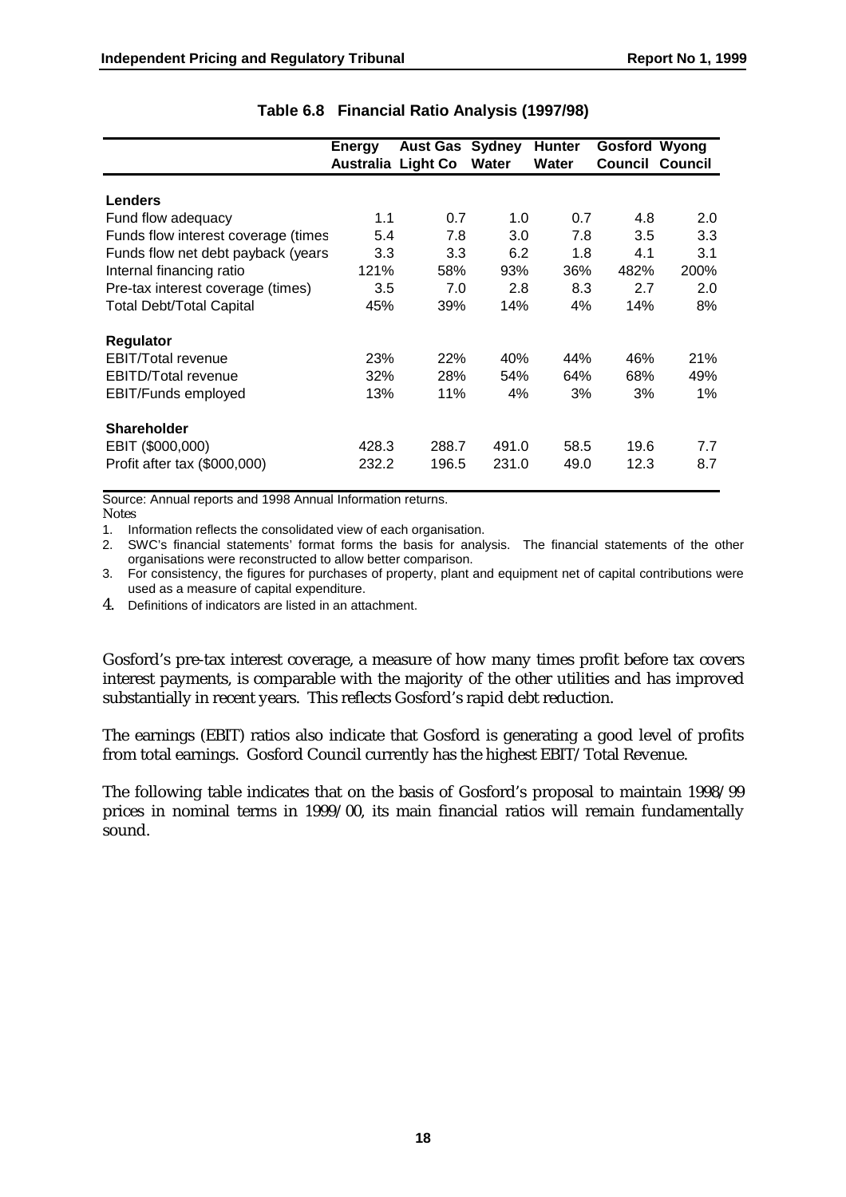**Table 6.8 Financial Ratio Analysis (1997/98)**

| | Energy Australia | Aust Gas Light Co | Sydney Water | Hunter Water | Gosford Council | Wyong Council |
|---|---|---|---|---|---|---|
| **Lenders** | | | | | | |
| Fund flow adequacy | 1.1 | 0.7 | 1.0 | 0.7 | 4.8 | 2.0 |
| Funds flow interest coverage (times | 5.4 | 7.8 | 3.0 | 7.8 | 3.5 | 3.3 |
| Funds flow net debt payback (years | 3.3 | 3.3 | 6.2 | 1.8 | 4.1 | 3.1 |
| Internal financing ratio | 121% | 58% | 93% | 36% | 482% | 200% |
| Pre-tax interest coverage (times) | 3.5 | 7.0 | 2.8 | 8.3 | 2.7 | 2.0 |
| Total Debt/Total Capital | 45% | 39% | 14% | 4% | 14% | 8% |
| **Regulator** | | | | | | |
| EBIT/Total revenue | 23% | 22% | 40% | 44% | 46% | 21% |
| EBITD/Total revenue | 32% | 28% | 54% | 64% | 68% | 49% |
| EBIT/Funds employed | 13% | 11% | 4% | 3% | 3% | 1% |
| **Shareholder** | | | | | | |
| EBIT ($000,000) | 428.3 | 288.7 | 491.0 | 58.5 | 19.6 | 7.7 |
| Profit after tax ($000,000) | 232.2 | 196.5 | 231.0 | 49.0 | 12.3 | 8.7 |

Source: Annual reports and 1998 Annual Information returns.

Notes

1. Information reflects the consolidated view of each organisation.
2. SWC's financial statements' format forms the basis for analysis. The financial statements of the other organisations were reconstructed to allow better comparison.
3. For consistency, the figures for purchases of property, plant and equipment net of capital contributions were used as a measure of capital expenditure.
4. Definitions of indicators are listed in an attachment.

Gosford's pre-tax interest coverage, a measure of how many times profit before tax covers interest payments, is comparable with the majority of the other utilities and has improved substantially in recent years. This reflects Gosford's rapid debt reduction.

The earnings (EBIT) ratios also indicate that Gosford is generating a good level of profits from total earnings. Gosford Council currently has the highest EBIT/Total Revenue.

The following table indicates that on the basis of Gosford's proposal to maintain 1998/99 prices in nominal terms in 1999/00, its main financial ratios will remain fundamentally sound.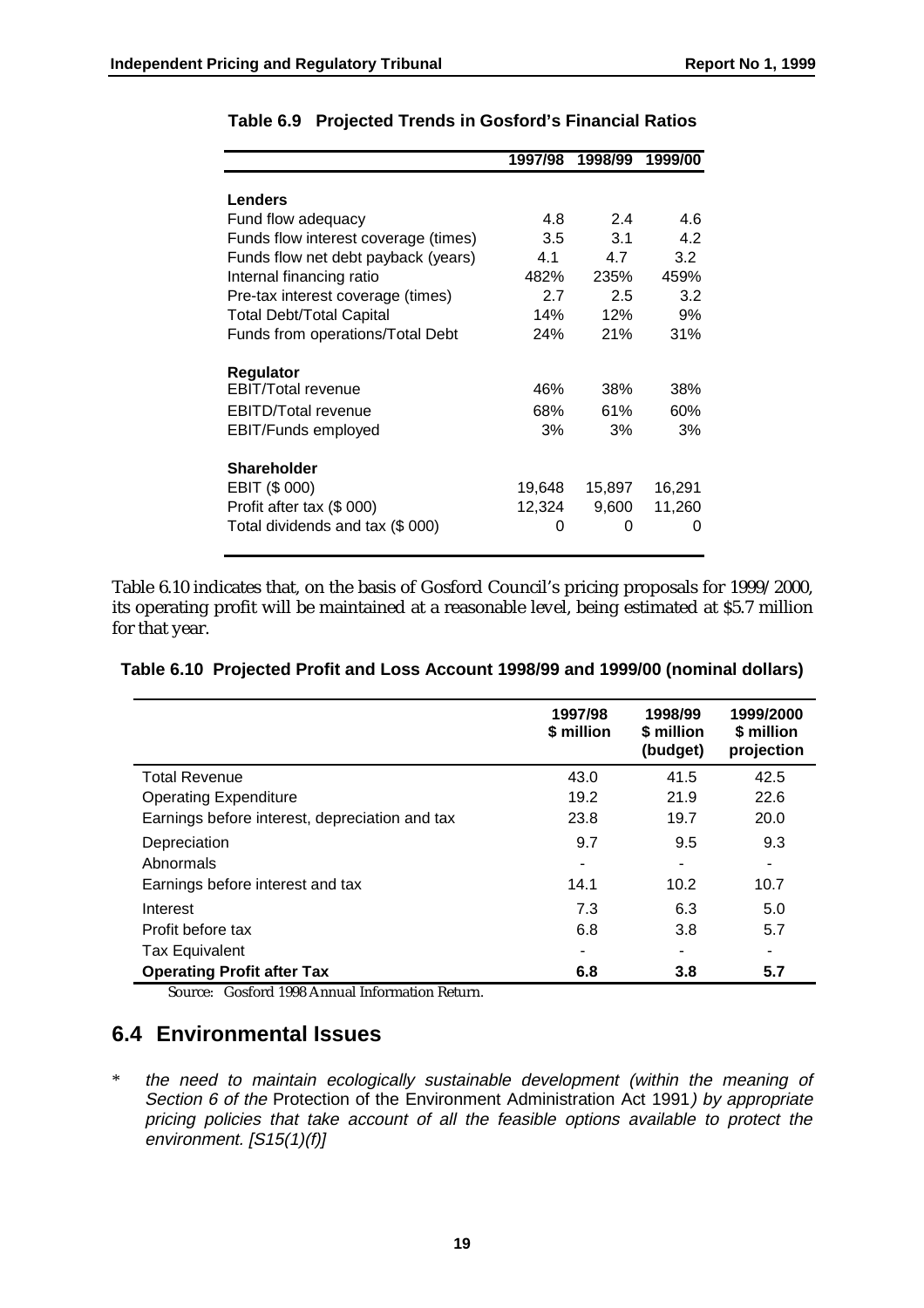**Table 6.9 Projected Trends in Gosford's Financial Ratios**

| | 1997/98 | 1998/99 | 1999/00 |
|---|---|---|---|
| **Lenders** | | | |
| Fund flow adequacy | 4.8 | 2.4 | 4.6 |
| Funds flow interest coverage (times) | 3.5 | 3.1 | 4.2 |
| Funds flow net debt payback (years) | 4.1 | 4.7 | 3.2 |
| Internal financing ratio | 482% | 235% | 459% |
| Pre-tax interest coverage (times) | 2.7 | 2.5 | 3.2 |
| Total Debt/Total Capital | 14% | 12% | 9% |
| Funds from operations/Total Debt | 24% | 21% | 31% |
| **Regulator** | | | |
| EBIT/Total revenue | 46% | 38% | 38% |
| EBITD/Total revenue | 68% | 61% | 60% |
| EBIT/Funds employed | 3% | 3% | 3% |
| **Shareholder** | | | |
| EBIT ($ 000) | 19,648 | 15,897 | 16,291 |
| Profit after tax ($ 000) | 12,324 | 9,600 | 11,260 |
| Total dividends and tax ($ 000) | 0 | 0 | 0 |

Table 6.10 indicates that, on the basis of Gosford Council's pricing proposals for 1999/2000, its operating profit will be maintained at a reasonable level, being estimated at $5.7 million for that year.

**Table 6.10 Projected Profit and Loss Account 1998/99 and 1999/00 (nominal dollars)**

| | 1997/98 $ million | 1998/99 $ million (budget) | 1999/2000 $ million projection |
|---|---|---|---|
| Total Revenue | 43.0 | 41.5 | 42.5 |
| Operating Expenditure | 19.2 | 21.9 | 22.6 |
| Earnings before interest, depreciation and tax | 23.8 | 19.7 | 20.0 |
| Depreciation | 9.7 | 9.5 | 9.3 |
| Abnormals | - | - | - |
| Earnings before interest and tax | 14.1 | 10.2 | 10.7 |
| Interest | 7.3 | 6.3 | 5.0 |
| Profit before tax | 6.8 | 3.8 | 5.7 |
| Tax Equivalent | - | - | - |
| **Operating Profit after Tax** | **6.8** | **3.8** | **5.7** |

Source: Gosford 1998 Annual Information Return.

## 6.4 Environmental Issues

\* *the need to maintain ecologically sustainable development (within the meaning of Section 6 of the* Protection of the Environment Administration Act 1991*) by appropriate pricing policies that take account of all the feasible options available to protect the environment. [S15(1)(f)]*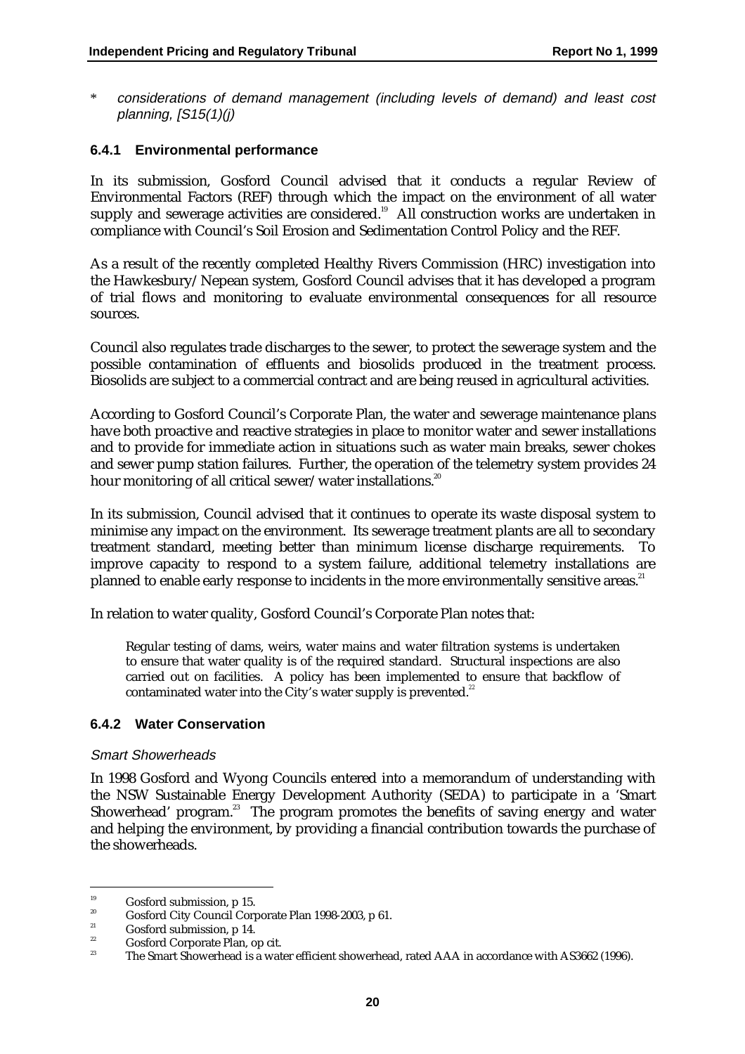\* *considerations of demand management (including levels of demand) and least cost planning, [S15(1)(j)*

### 6.4.1 Environmental performance

In its submission, Gosford Council advised that it conducts a regular Review of Environmental Factors (REF) through which the impact on the environment of all water supply and sewerage activities are considered.[19] All construction works are undertaken in compliance with Council's Soil Erosion and Sedimentation Control Policy and the REF.

As a result of the recently completed Healthy Rivers Commission (HRC) investigation into the Hawkesbury/Nepean system, Gosford Council advises that it has developed a program of trial flows and monitoring to evaluate environmental consequences for all resource sources.

Council also regulates trade discharges to the sewer, to protect the sewerage system and the possible contamination of effluents and biosolids produced in the treatment process. Biosolids are subject to a commercial contract and are being reused in agricultural activities.

According to Gosford Council's Corporate Plan, the water and sewerage maintenance plans have both proactive and reactive strategies in place to monitor water and sewer installations and to provide for immediate action in situations such as water main breaks, sewer chokes and sewer pump station failures. Further, the operation of the telemetry system provides 24 hour monitoring of all critical sewer/water installations.[20]

In its submission, Council advised that it continues to operate its waste disposal system to minimise any impact on the environment. Its sewerage treatment plants are all to secondary treatment standard, meeting better than minimum license discharge requirements. To improve capacity to respond to a system failure, additional telemetry installations are planned to enable early response to incidents in the more environmentally sensitive areas.[21]

In relation to water quality, Gosford Council's Corporate Plan notes that:

> Regular testing of dams, weirs, water mains and water filtration systems is undertaken to ensure that water quality is of the required standard. Structural inspections are also carried out on facilities. A policy has been implemented to ensure that backflow of contaminated water into the City's water supply is prevented.[22]

### 6.4.2 Water Conservation

*Smart Showerheads*

In 1998 Gosford and Wyong Councils entered into a memorandum of understanding with the NSW Sustainable Energy Development Authority (SEDA) to participate in a 'Smart Showerhead' program.[23] The program promotes the benefits of saving energy and water and helping the environment, by providing a financial contribution towards the purchase of the showerheads.

---

[19] Gosford submission, p 15.

[20] Gosford City Council Corporate Plan 1998-2003, p 61.

[21] Gosford submission, p 14.

[22] Gosford Corporate Plan, op cit.

[23] The Smart Showerhead is a water efficient showerhead, rated AAA in accordance with AS3662 (1996).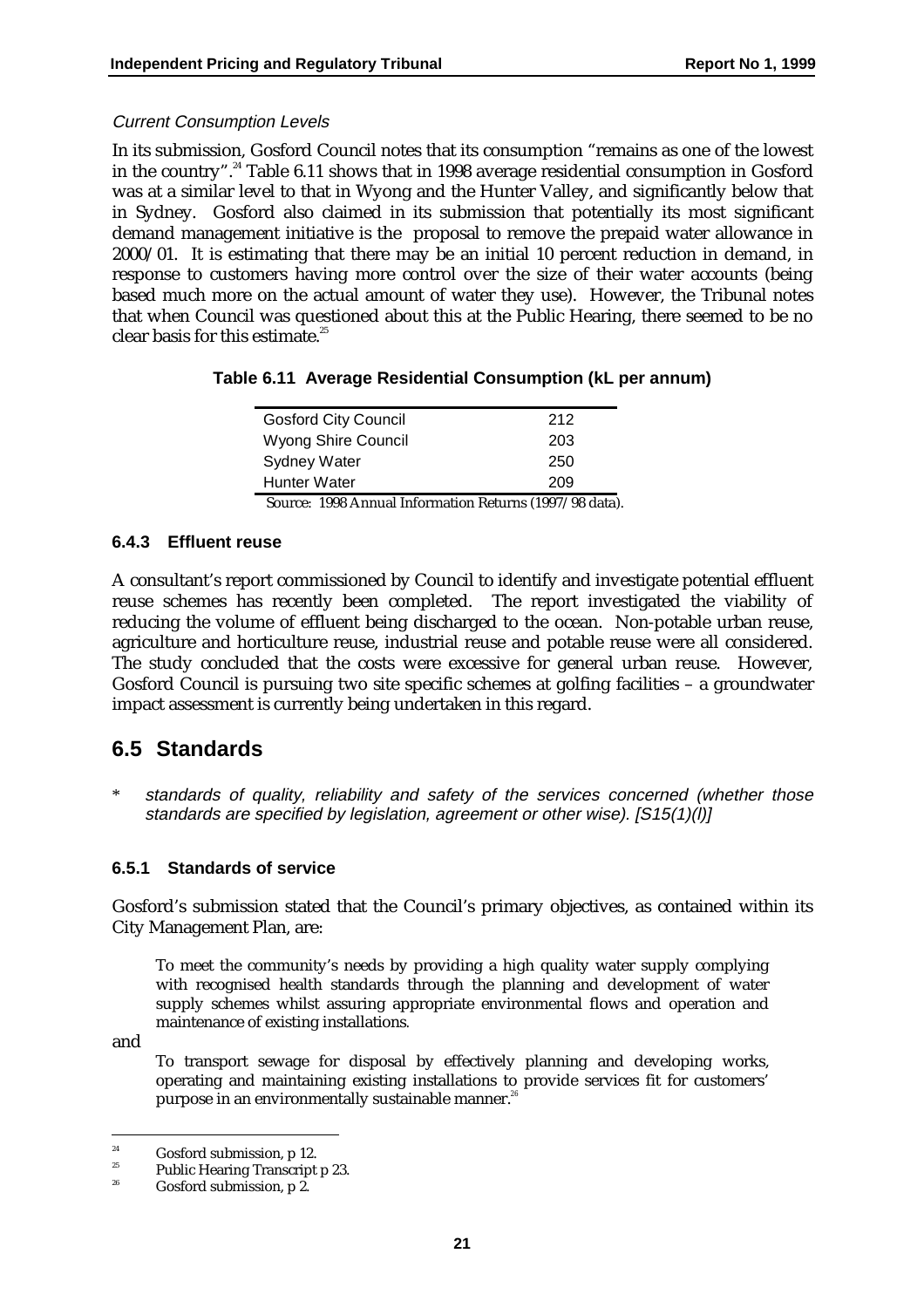*Current Consumption Levels*

In its submission, Gosford Council notes that its consumption "remains as one of the lowest in the country".[24] Table 6.11 shows that in 1998 average residential consumption in Gosford was at a similar level to that in Wyong and the Hunter Valley, and significantly below that in Sydney. Gosford also claimed in its submission that potentially its most significant demand management initiative is the proposal to remove the prepaid water allowance in 2000/01. It is estimating that there may be an initial 10 percent reduction in demand, in response to customers having more control over the size of their water accounts (being based much more on the actual amount of water they use). However, the Tribunal notes that when Council was questioned about this at the Public Hearing, there seemed to be no clear basis for this estimate.[25]

**Table 6.11 Average Residential Consumption (kL per annum)**

| | |
|---|---|
| Gosford City Council | 212 |
| Wyong Shire Council | 203 |
| Sydney Water | 250 |
| Hunter Water | 209 |

Source: 1998 Annual Information Returns (1997/98 data).

### 6.4.3 Effluent reuse

A consultant's report commissioned by Council to identify and investigate potential effluent reuse schemes has recently been completed. The report investigated the viability of reducing the volume of effluent being discharged to the ocean. Non-potable urban reuse, agriculture and horticulture reuse, industrial reuse and potable reuse were all considered. The study concluded that the costs were excessive for general urban reuse. However, Gosford Council is pursuing two site specific schemes at golfing facilities – a groundwater impact assessment is currently being undertaken in this regard.

## 6.5 Standards

* *standards of quality, reliability and safety of the services concerned (whether those standards are specified by legislation, agreement or other wise). [S15(1)(l)]*

### 6.5.1 Standards of service

Gosford's submission stated that the Council's primary objectives, as contained within its City Management Plan, are:

> To meet the community's needs by providing a high quality water supply complying with recognised health standards through the planning and development of water supply schemes whilst assuring appropriate environmental flows and operation and maintenance of existing installations.

and

> To transport sewage for disposal by effectively planning and developing works, operating and maintaining existing installations to provide services fit for customers' purpose in an environmentally sustainable manner.[26]

---

[24] Gosford submission, p 12.

[25] Public Hearing Transcript p 23.

[26] Gosford submission, p 2.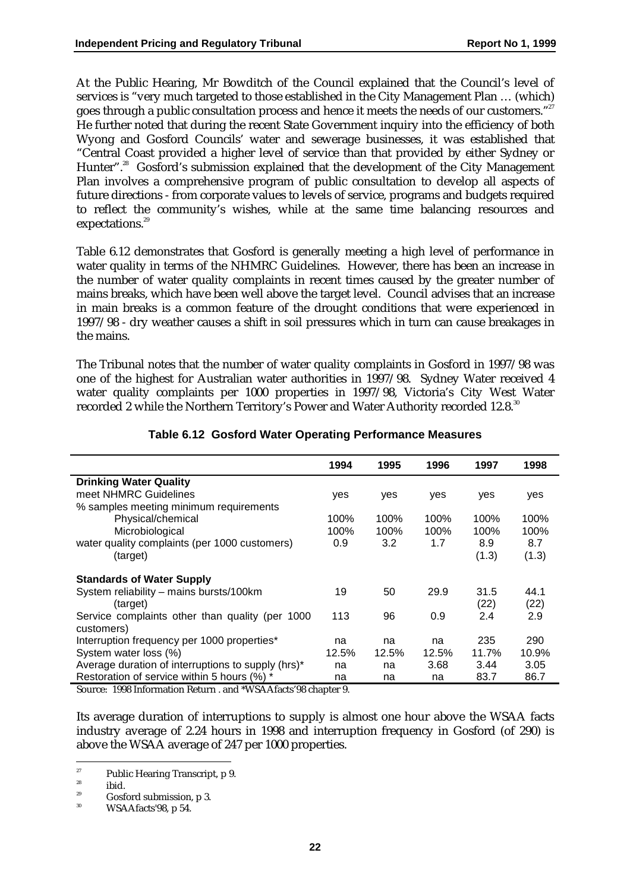At the Public Hearing, Mr Bowditch of the Council explained that the Council's level of services is "very much targeted to those established in the City Management Plan … (which) goes through a public consultation process and hence it meets the needs of our customers."[27] He further noted that during the recent State Government inquiry into the efficiency of both Wyong and Gosford Councils' water and sewerage businesses, it was established that "Central Coast provided a higher level of service than that provided by either Sydney or Hunter".[28] Gosford's submission explained that the development of the City Management Plan involves a comprehensive program of public consultation to develop all aspects of future directions - from corporate values to levels of service, programs and budgets required to reflect the community's wishes, while at the same time balancing resources and expectations.[29]

Table 6.12 demonstrates that Gosford is generally meeting a high level of performance in water quality in terms of the NHMRC Guidelines. However, there has been an increase in the number of water quality complaints in recent times caused by the greater number of mains breaks, which have been well above the target level. Council advises that an increase in main breaks is a common feature of the drought conditions that were experienced in 1997/98 - dry weather causes a shift in soil pressures which in turn can cause breakages in the mains.

The Tribunal notes that the number of water quality complaints in Gosford in 1997/98 was one of the highest for Australian water authorities in 1997/98. Sydney Water received 4 water quality complaints per 1000 properties in 1997/98, Victoria's City West Water recorded 2 while the Northern Territory's Power and Water Authority recorded 12.8.[30]

**Table 6.12 Gosford Water Operating Performance Measures**

| | 1994 | 1995 | 1996 | 1997 | 1998 |
|---|---|---|---|---|---|
| **Drinking Water Quality** | | | | | |
| meet NHMRC Guidelines | yes | yes | yes | yes | yes |
| % samples meeting minimum requirements | | | | | |
| Physical/chemical | 100% | 100% | 100% | 100% | 100% |
| Microbiological | 100% | 100% | 100% | 100% | 100% |
| water quality complaints (per 1000 customers) | 0.9 | 3.2 | 1.7 | 8.9 | 8.7 |
| (target) | | | | (1.3) | (1.3) |
| **Standards of Water Supply** | | | | | |
| System reliability – mains bursts/100km | 19 | 50 | 29.9 | 31.5 | 44.1 |
| (target) | | | | (22) | (22) |
| Service complaints other than quality (per 1000 customers) | 113 | 96 | 0.9 | 2.4 | 2.9 |
| Interruption frequency per 1000 properties* | na | na | na | 235 | 290 |
| System water loss (%) | 12.5% | 12.5% | 12.5% | 11.7% | 10.9% |
| Average duration of interruptions to supply (hrs)* | na | na | 3.68 | 3.44 | 3.05 |
| Restoration of service within 5 hours (%) * | na | na | na | 83.7 | 86.7 |

Source: 1998 Information Return . and *WSAAfacts'98 chapter 9.

Its average duration of interruptions to supply is almost one hour above the WSAA facts industry average of 2.24 hours in 1998 and interruption frequency in Gosford (of 290) is above the WSAA average of 247 per 1000 properties.

---

[27] Public Hearing Transcript, p 9.

[28] ibid.

[29] Gosford submission, p 3.

[30] WSAAfacts'98, p 54.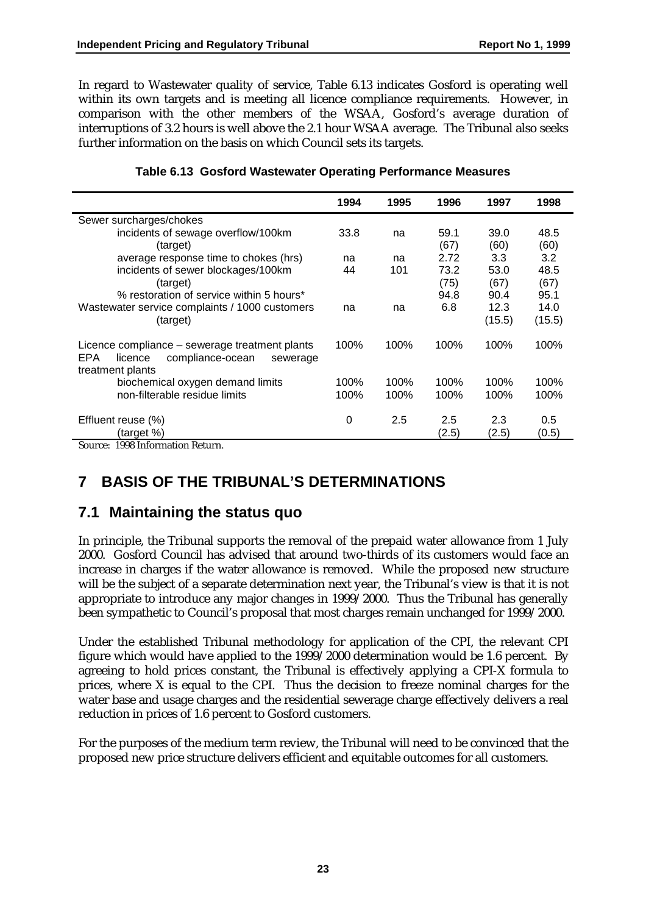In regard to Wastewater quality of service, Table 6.13 indicates Gosford is operating well within its own targets and is meeting all licence compliance requirements. However, in comparison with the other members of the WSAA, Gosford's average duration of interruptions of 3.2 hours is well above the 2.1 hour WSAA average. The Tribunal also seeks further information on the basis on which Council sets its targets.

**Table 6.13 Gosford Wastewater Operating Performance Measures**

| | 1994 | 1995 | 1996 | 1997 | 1998 |
|---|---|---|---|---|---|
| Sewer surcharges/chokes | | | | | |
| incidents of sewage overflow/100km | 33.8 | na | 59.1 | 39.0 | 48.5 |
| (target) | | | (67) | (60) | (60) |
| average response time to chokes (hrs) | na | na | 2.72 | 3.3 | 3.2 |
| incidents of sewer blockages/100km | 44 | 101 | 73.2 | 53.0 | 48.5 |
| (target) | | | (75) | (67) | (67) |
| % restoration of service within 5 hours* | | | 94.8 | 90.4 | 95.1 |
| Wastewater service complaints / 1000 customers | na | na | 6.8 | 12.3 | 14.0 |
| (target) | | | | (15.5) | (15.5) |
| Licence compliance – sewerage treatment plants | 100% | 100% | 100% | 100% | 100% |
| EPA licence compliance-ocean sewerage treatment plants | | | | | |
| biochemical oxygen demand limits | 100% | 100% | 100% | 100% | 100% |
| non-filterable residue limits | 100% | 100% | 100% | 100% | 100% |
| Effluent reuse (%) | 0 | 2.5 | 2.5 | 2.3 | 0.5 |
| (target %) | | | (2.5) | (2.5) | (0.5) |

Source: 1998 Information Return.

# 7 BASIS OF THE TRIBUNAL'S DETERMINATIONS

## 7.1 Maintaining the status quo

In principle, the Tribunal supports the removal of the prepaid water allowance from 1 July 2000. Gosford Council has advised that around two-thirds of its customers would face an increase in charges if the water allowance is removed. While the proposed new structure will be the subject of a separate determination next year, the Tribunal's view is that it is not appropriate to introduce any major changes in 1999/2000. Thus the Tribunal has generally been sympathetic to Council's proposal that most charges remain unchanged for 1999/2000.

Under the established Tribunal methodology for application of the CPI, the relevant CPI figure which would have applied to the 1999/2000 determination would be 1.6 percent. By agreeing to hold prices constant, the Tribunal is effectively applying a CPI-X formula to prices, where X is equal to the CPI. Thus the decision to freeze nominal charges for the water base and usage charges and the residential sewerage charge effectively delivers a real reduction in prices of 1.6 percent to Gosford customers.

For the purposes of the medium term review, the Tribunal will need to be convinced that the proposed new price structure delivers efficient and equitable outcomes for all customers.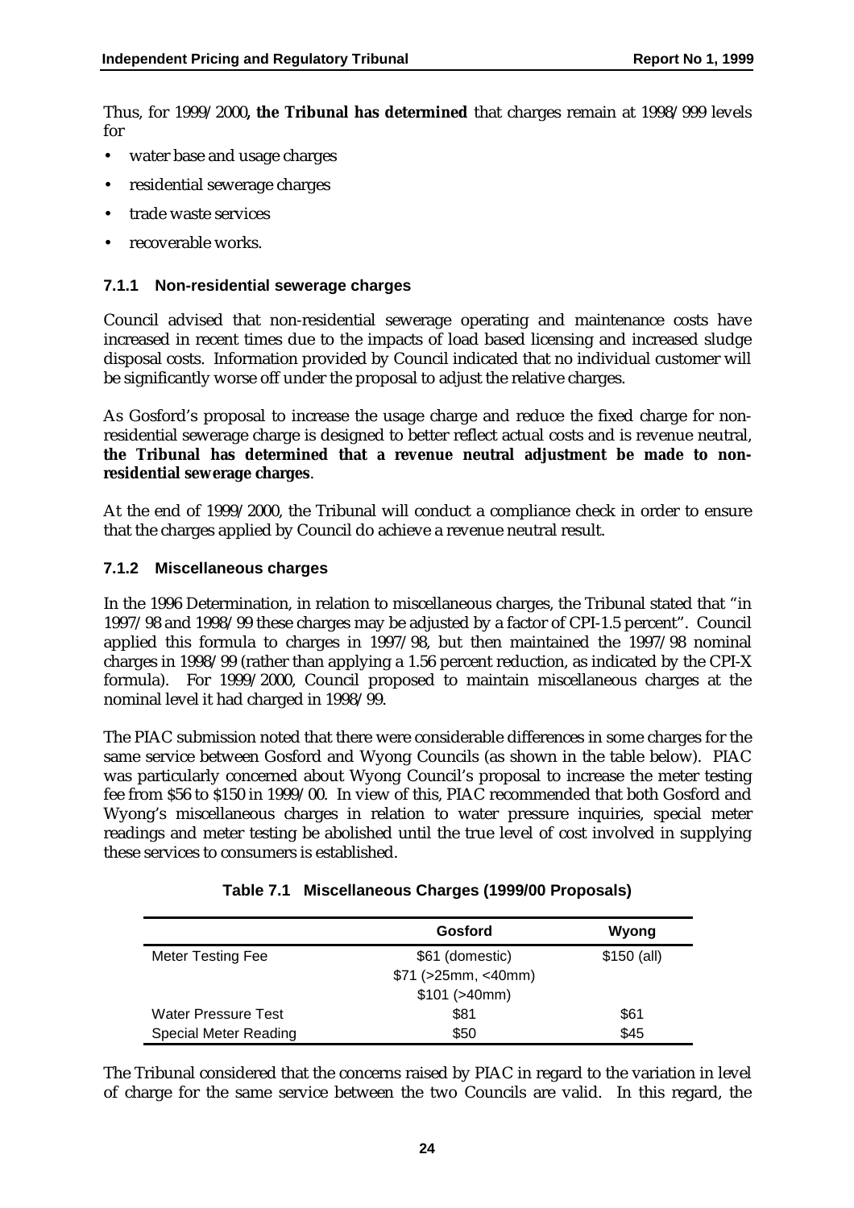Thus, for 1999/2000**, the Tribunal has determined** that charges remain at 1998/999 levels for

- water base and usage charges
- residential sewerage charges
- trade waste services
- recoverable works.

### 7.1.1 Non-residential sewerage charges

Council advised that non-residential sewerage operating and maintenance costs have increased in recent times due to the impacts of load based licensing and increased sludge disposal costs. Information provided by Council indicated that no individual customer will be significantly worse off under the proposal to adjust the relative charges.

As Gosford's proposal to increase the usage charge and reduce the fixed charge for non-residential sewerage charge is designed to better reflect actual costs and is revenue neutral, **the Tribunal has determined that a revenue neutral adjustment be made to non-residential sewerage charges**.

At the end of 1999/2000, the Tribunal will conduct a compliance check in order to ensure that the charges applied by Council do achieve a revenue neutral result.

### 7.1.2 Miscellaneous charges

In the 1996 Determination, in relation to miscellaneous charges, the Tribunal stated that "in 1997/98 and 1998/99 these charges may be adjusted by a factor of CPI-1.5 percent". Council applied this formula to charges in 1997/98, but then maintained the 1997/98 nominal charges in 1998/99 (rather than applying a 1.56 percent reduction, as indicated by the CPI-X formula). For 1999/2000, Council proposed to maintain miscellaneous charges at the nominal level it had charged in 1998/99.

The PIAC submission noted that there were considerable differences in some charges for the same service between Gosford and Wyong Councils (as shown in the table below). PIAC was particularly concerned about Wyong Council's proposal to increase the meter testing fee from $56 to $150 in 1999/00. In view of this, PIAC recommended that both Gosford and Wyong's miscellaneous charges in relation to water pressure inquiries, special meter readings and meter testing be abolished until the true level of cost involved in supplying these services to consumers is established.

**Table 7.1 Miscellaneous Charges (1999/00 Proposals)**

| | Gosford | Wyong |
|---|---|---|
| Meter Testing Fee | $61 (domestic)<br>$71 (>25mm, <40mm)<br>$101 (>40mm) | $150 (all) |
| Water Pressure Test | $81 | $61 |
| Special Meter Reading | $50 | $45 |

The Tribunal considered that the concerns raised by PIAC in regard to the variation in level of charge for the same service between the two Councils are valid. In this regard, the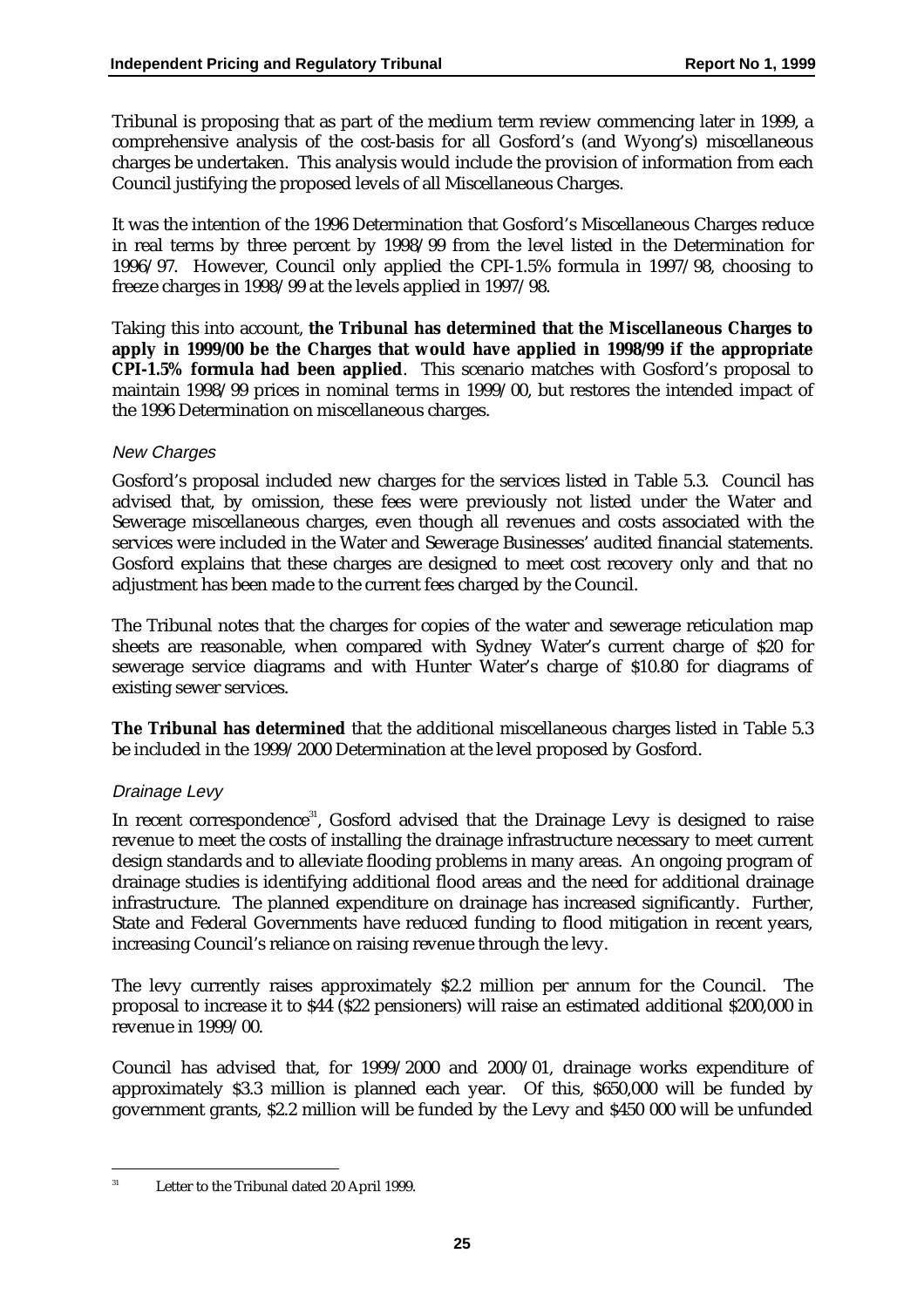Tribunal is proposing that as part of the medium term review commencing later in 1999, a comprehensive analysis of the cost-basis for all Gosford's (and Wyong's) miscellaneous charges be undertaken. This analysis would include the provision of information from each Council justifying the proposed levels of all Miscellaneous Charges.

It was the intention of the 1996 Determination that Gosford's Miscellaneous Charges reduce in real terms by three percent by 1998/99 from the level listed in the Determination for 1996/97. However, Council only applied the CPI-1.5% formula in 1997/98, choosing to freeze charges in 1998/99 at the levels applied in 1997/98.

Taking this into account, **the Tribunal has determined that the Miscellaneous Charges to apply in 1999/00 be the Charges that would have applied in 1998/99 if the appropriate CPI-1.5% formula had been applied**. This scenario matches with Gosford's proposal to maintain 1998/99 prices in nominal terms in 1999/00, but restores the intended impact of the 1996 Determination on miscellaneous charges.

*New Charges*

Gosford's proposal included new charges for the services listed in Table 5.3. Council has advised that, by omission, these fees were previously not listed under the Water and Sewerage miscellaneous charges, even though all revenues and costs associated with the services were included in the Water and Sewerage Businesses' audited financial statements. Gosford explains that these charges are designed to meet cost recovery only and that no adjustment has been made to the current fees charged by the Council.

The Tribunal notes that the charges for copies of the water and sewerage reticulation map sheets are reasonable, when compared with Sydney Water's current charge of $20 for sewerage service diagrams and with Hunter Water's charge of $10.80 for diagrams of existing sewer services.

**The Tribunal has determined** that the additional miscellaneous charges listed in Table 5.3 be included in the 1999/2000 Determination at the level proposed by Gosford.

*Drainage Levy*

In recent correspondence[31], Gosford advised that the Drainage Levy is designed to raise revenue to meet the costs of installing the drainage infrastructure necessary to meet current design standards and to alleviate flooding problems in many areas. An ongoing program of drainage studies is identifying additional flood areas and the need for additional drainage infrastructure. The planned expenditure on drainage has increased significantly. Further, State and Federal Governments have reduced funding to flood mitigation in recent years, increasing Council's reliance on raising revenue through the levy.

The levy currently raises approximately $2.2 million per annum for the Council. The proposal to increase it to $44 ($22 pensioners) will raise an estimated additional $200,000 in revenue in 1999/00.

Council has advised that, for 1999/2000 and 2000/01, drainage works expenditure of approximately $3.3 million is planned each year. Of this, $650,000 will be funded by government grants, $2.2 million will be funded by the Levy and $450 000 will be unfunded

---

[31] Letter to the Tribunal dated 20 April 1999.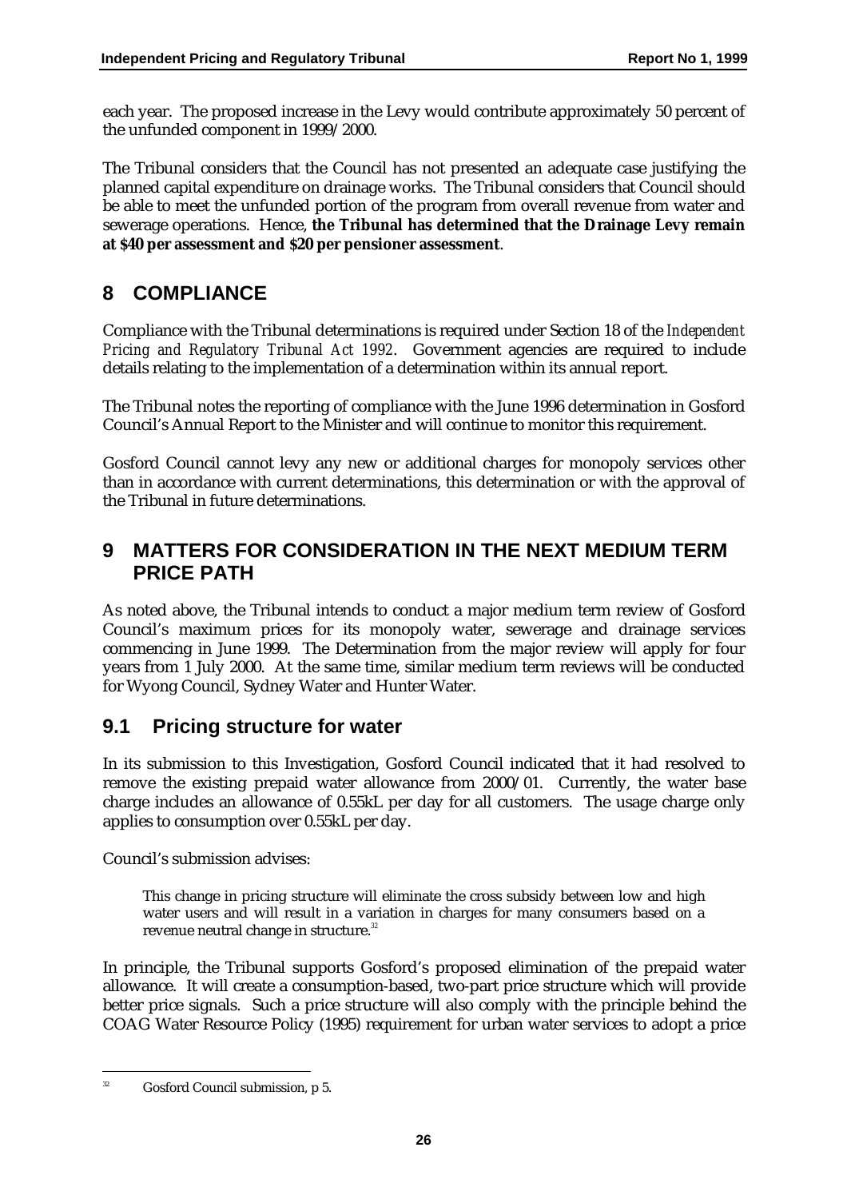each year. The proposed increase in the Levy would contribute approximately 50 percent of the unfunded component in 1999/2000.

The Tribunal considers that the Council has not presented an adequate case justifying the planned capital expenditure on drainage works. The Tribunal considers that Council should be able to meet the unfunded portion of the program from overall revenue from water and sewerage operations. Hence, **the Tribunal has determined that the Drainage Levy remain at $40 per assessment and $20 per pensioner assessment**.

# 8 COMPLIANCE

Compliance with the Tribunal determinations is required under Section 18 of the *Independent Pricing and Regulatory Tribunal Act 1992*. Government agencies are required to include details relating to the implementation of a determination within its annual report.

The Tribunal notes the reporting of compliance with the June 1996 determination in Gosford Council's Annual Report to the Minister and will continue to monitor this requirement.

Gosford Council cannot levy any new or additional charges for monopoly services other than in accordance with current determinations, this determination or with the approval of the Tribunal in future determinations.

# 9 MATTERS FOR CONSIDERATION IN THE NEXT MEDIUM TERM PRICE PATH

As noted above, the Tribunal intends to conduct a major medium term review of Gosford Council's maximum prices for its monopoly water, sewerage and drainage services commencing in June 1999. The Determination from the major review will apply for four years from 1 July 2000. At the same time, similar medium term reviews will be conducted for Wyong Council, Sydney Water and Hunter Water.

## 9.1 Pricing structure for water

In its submission to this Investigation, Gosford Council indicated that it had resolved to remove the existing prepaid water allowance from 2000/01. Currently, the water base charge includes an allowance of 0.55kL per day for all customers. The usage charge only applies to consumption over 0.55kL per day.

Council's submission advises:

> This change in pricing structure will eliminate the cross subsidy between low and high water users and will result in a variation in charges for many consumers based on a revenue neutral change in structure.[32]

In principle, the Tribunal supports Gosford's proposed elimination of the prepaid water allowance. It will create a consumption-based, two-part price structure which will provide better price signals. Such a price structure will also comply with the principle behind the COAG Water Resource Policy (1995) requirement for urban water services to adopt a price

[32] Gosford Council submission, p 5.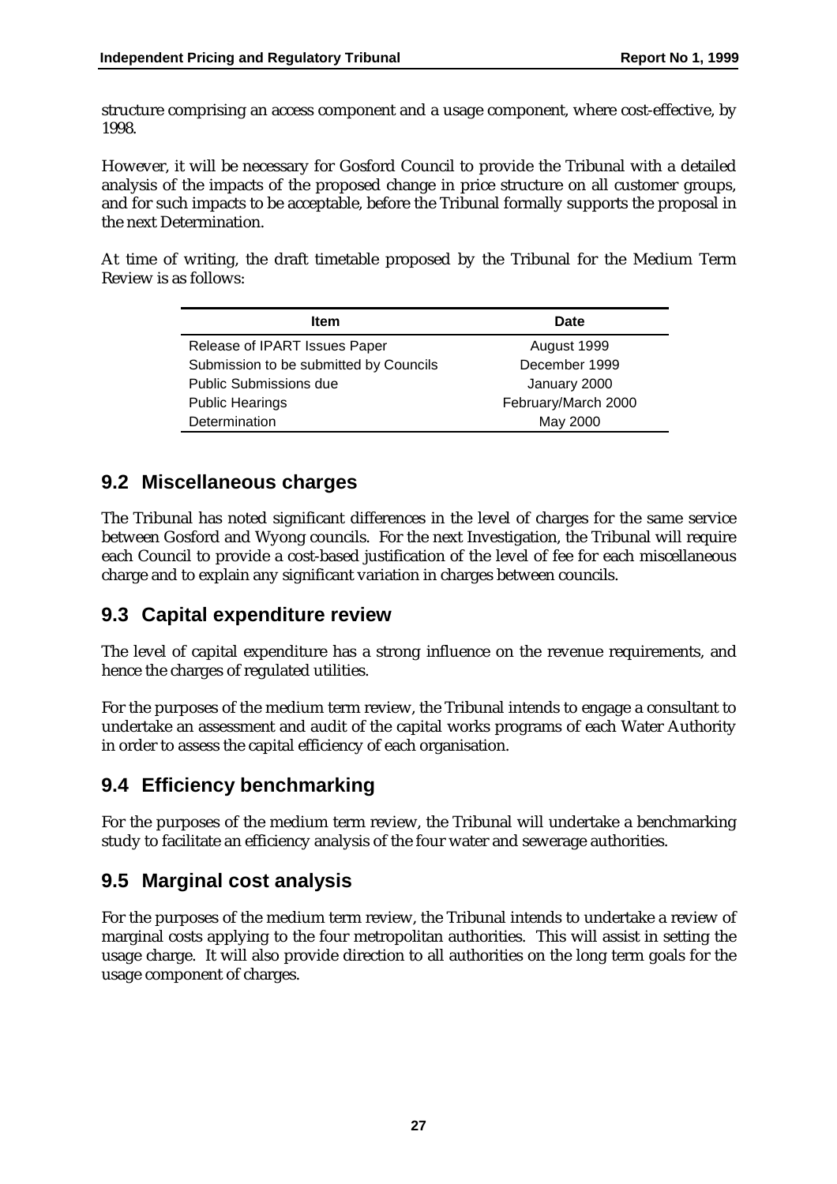structure comprising an access component and a usage component, where cost-effective, by 1998.

However, it will be necessary for Gosford Council to provide the Tribunal with a detailed analysis of the impacts of the proposed change in price structure on all customer groups, and for such impacts to be acceptable, before the Tribunal formally supports the proposal in the next Determination.

At time of writing, the draft timetable proposed by the Tribunal for the Medium Term Review is as follows:

| Item | Date |
| --- | --- |
| Release of IPART Issues Paper | August 1999 |
| Submission to be submitted by Councils | December 1999 |
| Public Submissions due | January 2000 |
| Public Hearings | February/March 2000 |
| Determination | May 2000 |

## 9.2 Miscellaneous charges

The Tribunal has noted significant differences in the level of charges for the same service between Gosford and Wyong councils. For the next Investigation, the Tribunal will require each Council to provide a cost-based justification of the level of fee for each miscellaneous charge and to explain any significant variation in charges between councils.

## 9.3 Capital expenditure review

The level of capital expenditure has a strong influence on the revenue requirements, and hence the charges of regulated utilities.

For the purposes of the medium term review, the Tribunal intends to engage a consultant to undertake an assessment and audit of the capital works programs of each Water Authority in order to assess the capital efficiency of each organisation.

## 9.4 Efficiency benchmarking

For the purposes of the medium term review, the Tribunal will undertake a benchmarking study to facilitate an efficiency analysis of the four water and sewerage authorities.

## 9.5 Marginal cost analysis

For the purposes of the medium term review, the Tribunal intends to undertake a review of marginal costs applying to the four metropolitan authorities. This will assist in setting the usage charge. It will also provide direction to all authorities on the long term goals for the usage component of charges.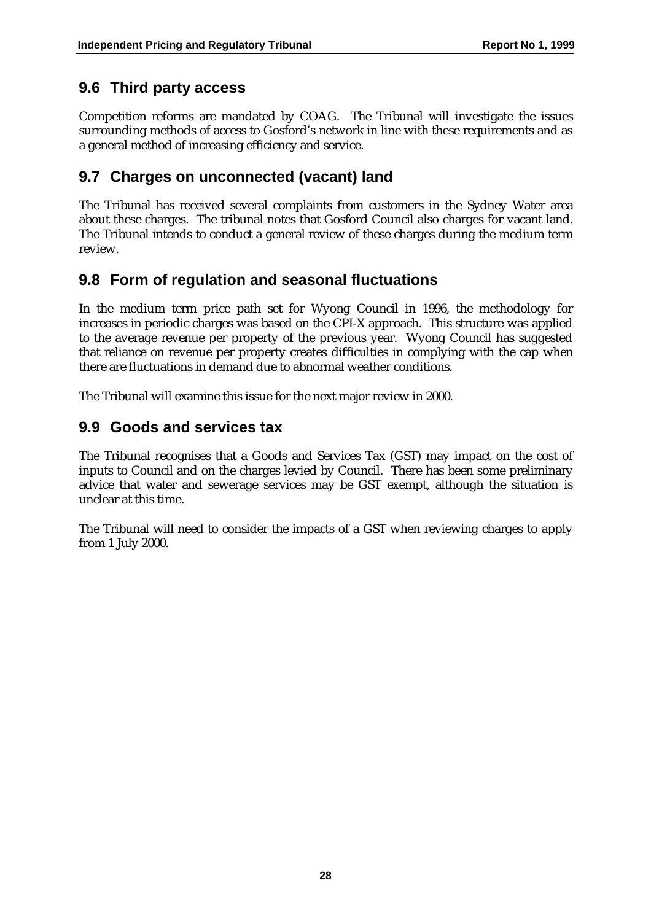## 9.6 Third party access

Competition reforms are mandated by COAG. The Tribunal will investigate the issues surrounding methods of access to Gosford's network in line with these requirements and as a general method of increasing efficiency and service.

## 9.7 Charges on unconnected (vacant) land

The Tribunal has received several complaints from customers in the Sydney Water area about these charges. The tribunal notes that Gosford Council also charges for vacant land. The Tribunal intends to conduct a general review of these charges during the medium term review.

## 9.8 Form of regulation and seasonal fluctuations

In the medium term price path set for Wyong Council in 1996, the methodology for increases in periodic charges was based on the CPI-X approach. This structure was applied to the average revenue per property of the previous year. Wyong Council has suggested that reliance on revenue per property creates difficulties in complying with the cap when there are fluctuations in demand due to abnormal weather conditions.

The Tribunal will examine this issue for the next major review in 2000.

## 9.9 Goods and services tax

The Tribunal recognises that a Goods and Services Tax (GST) may impact on the cost of inputs to Council and on the charges levied by Council. There has been some preliminary advice that water and sewerage services may be GST exempt, although the situation is unclear at this time.

The Tribunal will need to consider the impacts of a GST when reviewing charges to apply from 1 July 2000.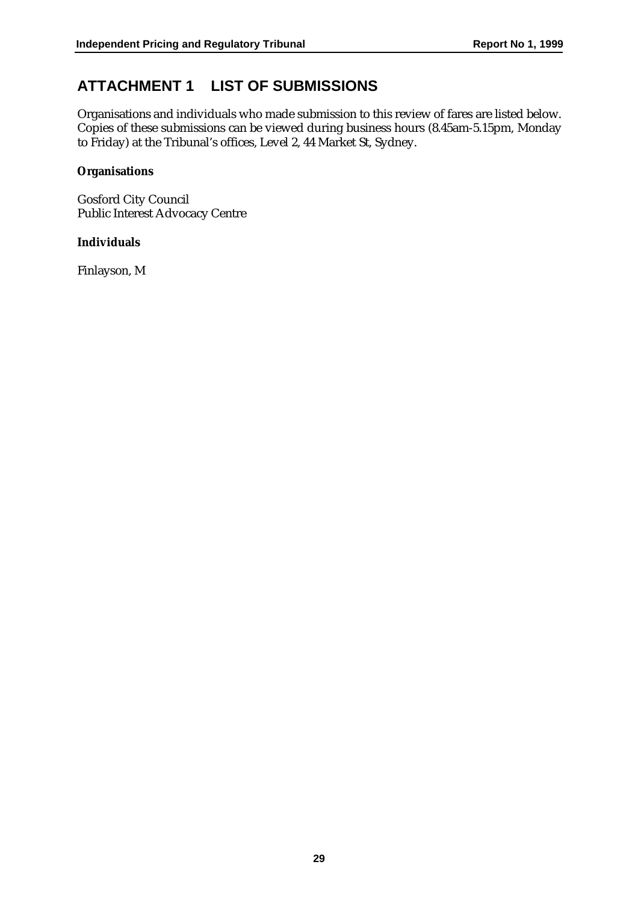# ATTACHMENT 1 LIST OF SUBMISSIONS

Organisations and individuals who made submission to this review of fares are listed below. Copies of these submissions can be viewed during business hours (8.45am-5.15pm, Monday to Friday) at the Tribunal's offices, Level 2, 44 Market St, Sydney.

**Organisations**

Gosford City Council
Public Interest Advocacy Centre

**Individuals**

Finlayson, M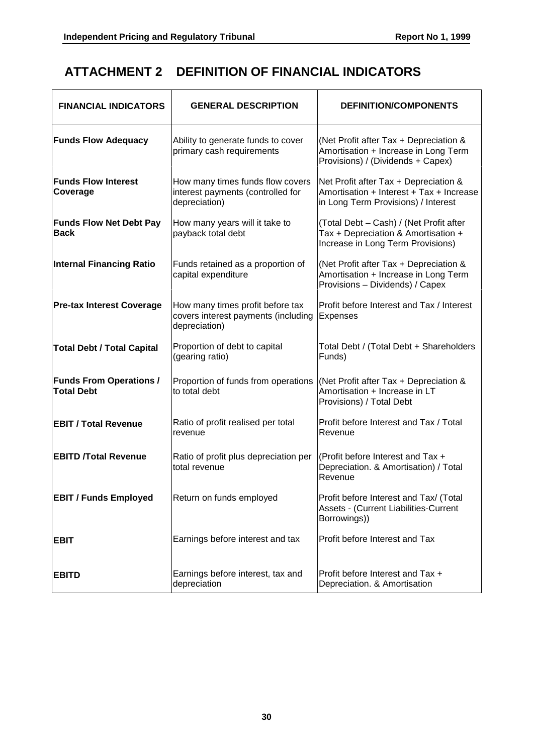# ATTACHMENT 2 DEFINITION OF FINANCIAL INDICATORS

| FINANCIAL INDICATORS | GENERAL DESCRIPTION | DEFINITION/COMPONENTS |
|---|---|---|
| **Funds Flow Adequacy** | Ability to generate funds to cover primary cash requirements | (Net Profit after Tax + Depreciation & Amortisation + Increase in Long Term Provisions) / (Dividends + Capex) |
| **Funds Flow Interest Coverage** | How many times funds flow covers interest payments (controlled for depreciation) | Net Profit after Tax + Depreciation & Amortisation + Interest + Tax + Increase in Long Term Provisions) / Interest |
| **Funds Flow Net Debt Pay Back** | How many years will it take to payback total debt | (Total Debt – Cash) / (Net Profit after Tax + Depreciation & Amortisation + Increase in Long Term Provisions) |
| **Internal Financing Ratio** | Funds retained as a proportion of capital expenditure | (Net Profit after Tax + Depreciation & Amortisation + Increase in Long Term Provisions – Dividends) / Capex |
| **Pre-tax Interest Coverage** | How many times profit before tax covers interest payments (including depreciation) | Profit before Interest and Tax / Interest Expenses |
| **Total Debt / Total Capital** | Proportion of debt to capital (gearing ratio) | Total Debt / (Total Debt + Shareholders Funds) |
| **Funds From Operations / Total Debt** | Proportion of funds from operations to total debt | (Net Profit after Tax + Depreciation & Amortisation + Increase in LT Provisions) / Total Debt |
| **EBIT / Total Revenue** | Ratio of profit realised per total revenue | Profit before Interest and Tax / Total Revenue |
| **EBITD /Total Revenue** | Ratio of profit plus depreciation per total revenue | (Profit before Interest and Tax + Depreciation. & Amortisation) / Total Revenue |
| **EBIT / Funds Employed** | Return on funds employed | Profit before Interest and Tax/ (Total Assets - (Current Liabilities-Current Borrowings)) |
| **EBIT** | Earnings before interest and tax | Profit before Interest and Tax |
| **EBITD** | Earnings before interest, tax and depreciation | Profit before Interest and Tax + Depreciation. & Amortisation |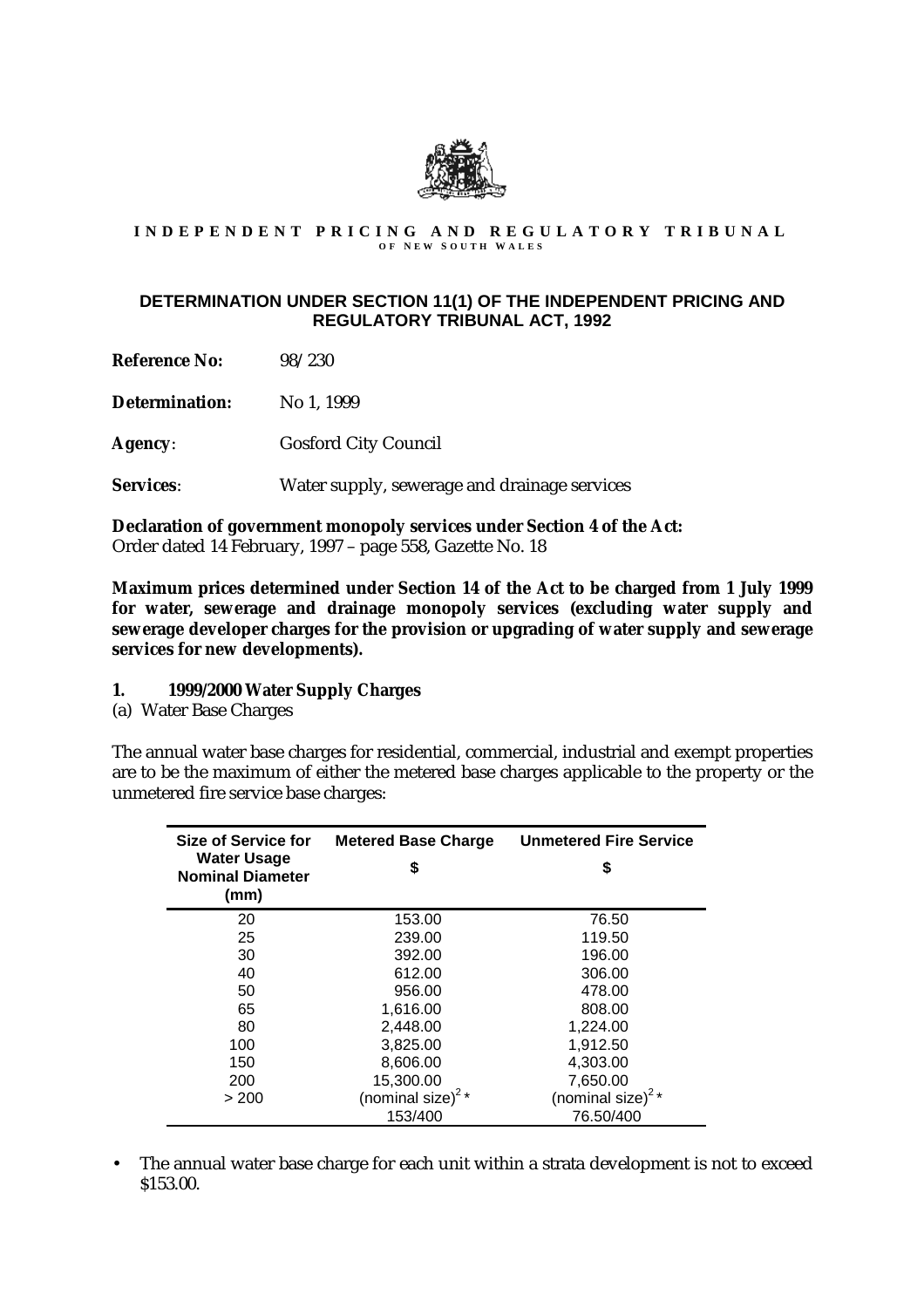**INDEPENDENT PRICING AND REGULATORY TRIBUNAL**
**OF NEW SOUTH WALES**

## DETERMINATION UNDER SECTION 11(1) OF THE INDEPENDENT PRICING AND REGULATORY TRIBUNAL ACT, 1992

**Reference No:** 98/230

**Determination:** No 1, 1999

**Agency**: Gosford City Council

**Services**: Water supply, sewerage and drainage services

**Declaration of government monopoly services under Section 4 of the Act:**
Order dated 14 February, 1997 – page 558, Gazette No. 18

**Maximum prices determined under Section 14 of the Act to be charged from 1 July 1999 for water, sewerage and drainage monopoly services (excluding water supply and sewerage developer charges for the provision or upgrading of water supply and sewerage services for new developments).**

### 1. 1999/2000 Water Supply Charges

(a) Water Base Charges

The annual water base charges for residential, commercial, industrial and exempt properties are to be the maximum of either the metered base charges applicable to the property or the unmetered fire service base charges:

| Size of Service for Water Usage Nominal Diameter (mm) | Metered Base Charge $ | Unmetered Fire Service $ |
|---|---|---|
| 20 | 153.00 | 76.50 |
| 25 | 239.00 | 119.50 |
| 30 | 392.00 | 196.00 |
| 40 | 612.00 | 306.00 |
| 50 | 956.00 | 478.00 |
| 65 | 1,616.00 | 808.00 |
| 80 | 2,448.00 | 1,224.00 |
| 100 | 3,825.00 | 1,912.50 |
| 150 | 8,606.00 | 4,303.00 |
| 200 | 15,300.00 | 7,650.00 |
| > 200 | $(\text{nominal size})^2$ * 153/400 | $(\text{nominal size})^2$ * 76.50/400 |

- The annual water base charge for each unit within a strata development is not to exceed $153.00.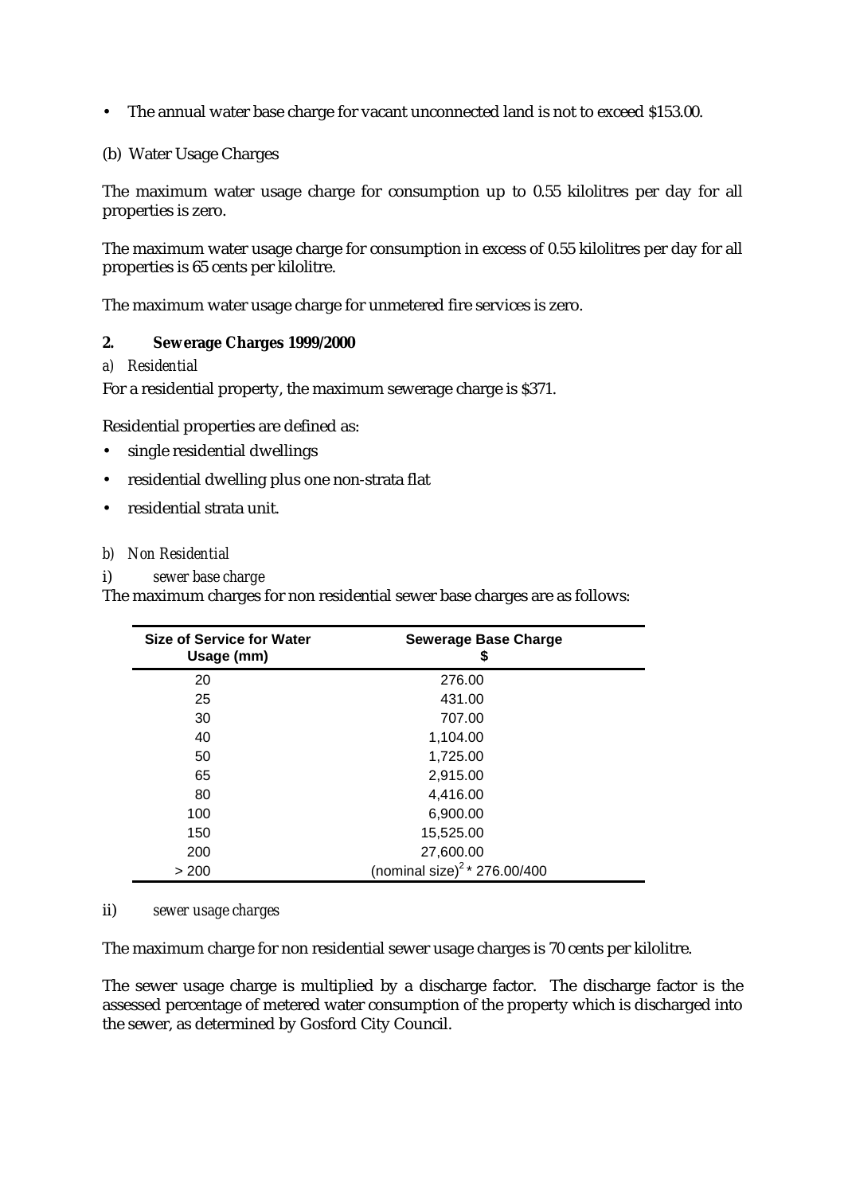- The annual water base charge for vacant unconnected land is not to exceed $153.00.

(b) Water Usage Charges

The maximum water usage charge for consumption up to 0.55 kilolitres per day for all properties is zero.

The maximum water usage charge for consumption in excess of 0.55 kilolitres per day for all properties is 65 cents per kilolitre.

The maximum water usage charge for unmetered fire services is zero.

## 2. Sewerage Charges 1999/2000

*a) Residential*

For a residential property, the maximum sewerage charge is $371.

Residential properties are defined as:

- single residential dwellings
- residential dwelling plus one non-strata flat
- residential strata unit.

*b) Non Residential*

i) *sewer base charge*

The maximum charges for non residential sewer base charges are as follows:

| Size of Service for Water Usage (mm) | Sewerage Base Charge $ |
|---|---|
| 20 | 276.00 |
| 25 | 431.00 |
| 30 | 707.00 |
| 40 | 1,104.00 |
| 50 | 1,725.00 |
| 65 | 2,915.00 |
| 80 | 4,416.00 |
| 100 | 6,900.00 |
| 150 | 15,525.00 |
| 200 | 27,600.00 |
| > 200 | (nominal size)$^2$ * 276.00/400 |

ii) *sewer usage charges*

The maximum charge for non residential sewer usage charges is 70 cents per kilolitre.

The sewer usage charge is multiplied by a discharge factor. The discharge factor is the assessed percentage of metered water consumption of the property which is discharged into the sewer, as determined by Gosford City Council.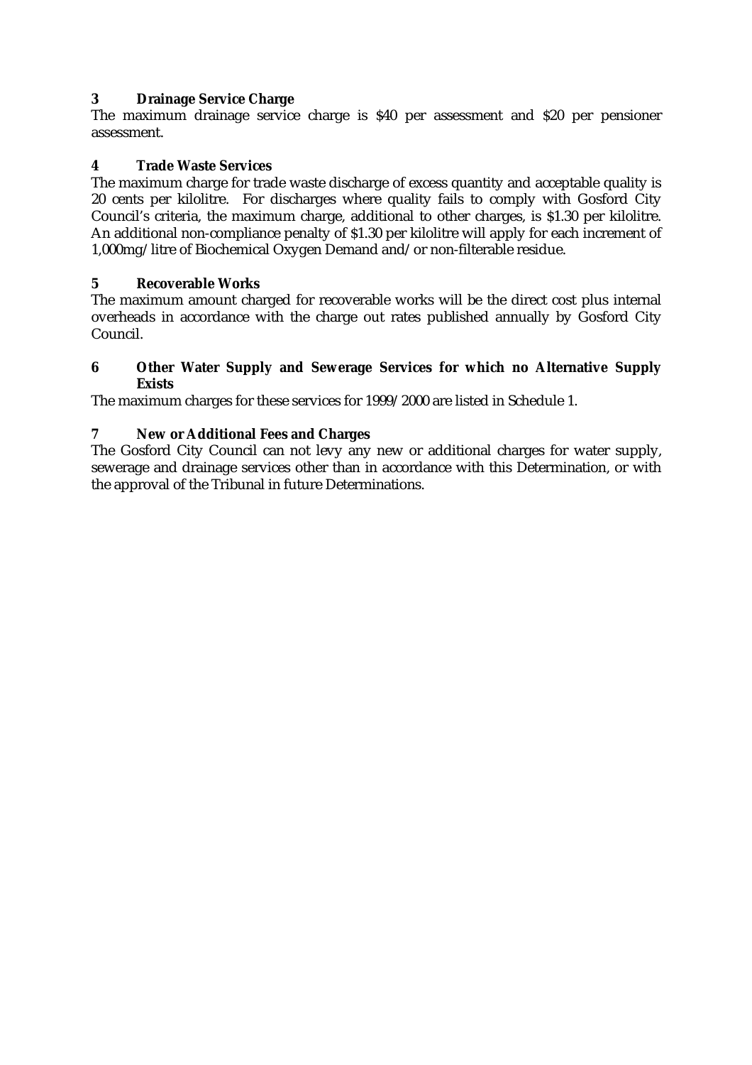## 3 Drainage Service Charge

The maximum drainage service charge is $40 per assessment and $20 per pensioner assessment.

## 4 Trade Waste Services

The maximum charge for trade waste discharge of excess quantity and acceptable quality is 20 cents per kilolitre. For discharges where quality fails to comply with Gosford City Council's criteria, the maximum charge, additional to other charges, is $1.30 per kilolitre. An additional non-compliance penalty of $1.30 per kilolitre will apply for each increment of 1,000mg/litre of Biochemical Oxygen Demand and/or non-filterable residue.

## 5 Recoverable Works

The maximum amount charged for recoverable works will be the direct cost plus internal overheads in accordance with the charge out rates published annually by Gosford City Council.

## 6 Other Water Supply and Sewerage Services for which no Alternative Supply Exists

The maximum charges for these services for 1999/2000 are listed in Schedule 1.

## 7 New or Additional Fees and Charges

The Gosford City Council can not levy any new or additional charges for water supply, sewerage and drainage services other than in accordance with this Determination, or with the approval of the Tribunal in future Determinations.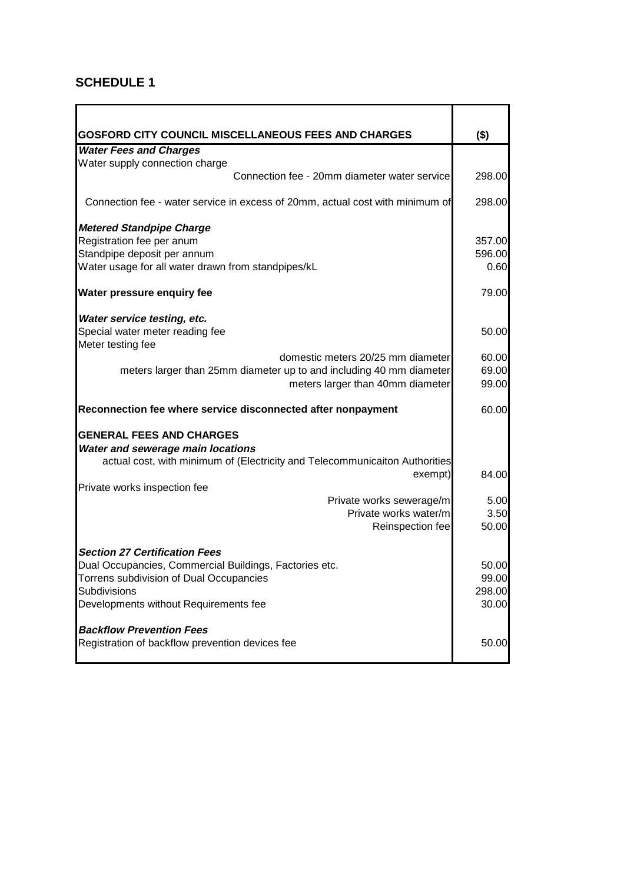## SCHEDULE 1

| GOSFORD CITY COUNCIL MISCELLANEOUS FEES AND CHARGES | ($) |
|---|---|
| ***Water Fees and Charges*** | |
| Water supply connection charge | |
| Connection fee - 20mm diameter water service | 298.00 |
| Connection fee - water service in excess of 20mm, actual cost with minimum of | 298.00 |
| ***Metered Standpipe Charge*** | |
| Registration fee per anum | 357.00 |
| Standpipe deposit per annum | 596.00 |
| Water usage for all water drawn from standpipes/kL | 0.60 |
| **Water pressure enquiry fee** | 79.00 |
| ***Water service testing, etc.*** | |
| Special water meter reading fee | 50.00 |
| Meter testing fee | |
| domestic meters 20/25 mm diameter | 60.00 |
| meters larger than 25mm diameter up to and including 40 mm diameter | 69.00 |
| meters larger than 40mm diameter | 99.00 |
| **Reconnection fee where service disconnected after nonpayment** | 60.00 |
| **GENERAL FEES AND CHARGES** | |
| ***Water and sewerage main locations*** | |
| actual cost, with minimum of (Electricity and Telecommunicaiton Authorities exempt) | 84.00 |
| Private works inspection fee | |
| Private works sewerage/m | 5.00 |
| Private works water/m | 3.50 |
| Reinspection fee | 50.00 |
| ***Section 27 Certification Fees*** | |
| Dual Occupancies, Commercial Buildings, Factories etc. | 50.00 |
| Torrens subdivision of Dual Occupancies | 99.00 |
| Subdivisions | 298.00 |
| Developments without Requirements fee | 30.00 |
| ***Backflow Prevention Fees*** | |
| Registration of backflow prevention devices fee | 50.00 |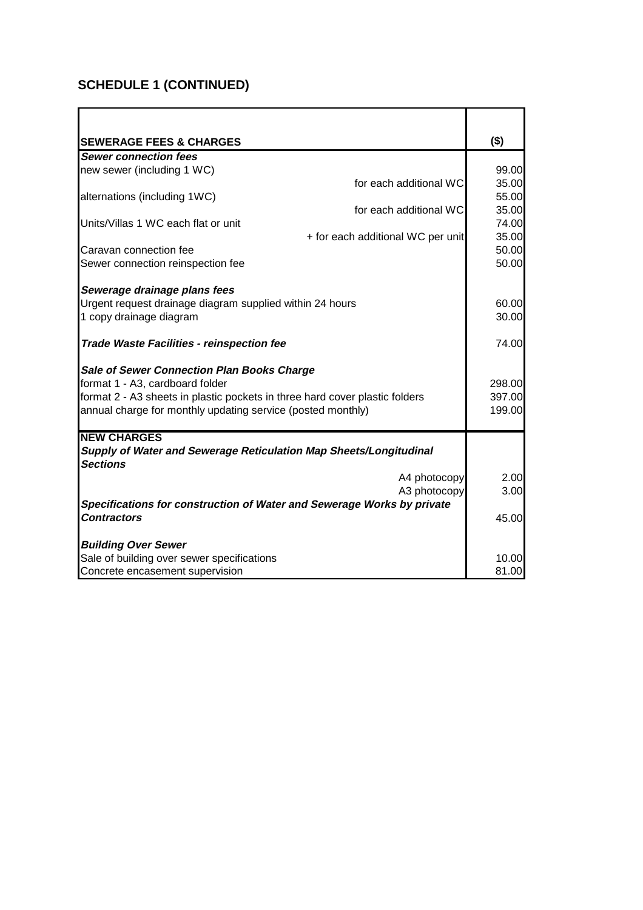## SCHEDULE 1 (CONTINUED)

| SEWERAGE FEES & CHARGES | ($) |
|---|---|
| ***Sewer connection fees*** | |
| new sewer (including 1 WC) | 99.00 |
| for each additional WC | 35.00 |
| alternations (including 1WC) | 55.00 |
| for each additional WC | 35.00 |
| Units/Villas 1 WC each flat or unit | 74.00 |
| + for each additional WC per unit | 35.00 |
| Caravan connection fee | 50.00 |
| Sewer connection reinspection fee | 50.00 |
| | |
| ***Sewerage drainage plans fees*** | |
| Urgent request drainage diagram supplied within 24 hours | 60.00 |
| 1 copy drainage diagram | 30.00 |
| | |
| ***Trade Waste Facilities - reinspection fee*** | 74.00 |
| | |
| ***Sale of Sewer Connection Plan Books Charge*** | |
| format 1 - A3, cardboard folder | 298.00 |
| format 2 - A3 sheets in plastic pockets in three hard cover plastic folders | 397.00 |
| annual charge for monthly updating service (posted monthly) | 199.00 |
| **NEW CHARGES** | |
| ***Supply of Water and Sewerage Reticulation Map Sheets/Longitudinal Sections*** | |
| A4 photocopy | 2.00 |
| A3 photocopy | 3.00 |
| ***Specifications for construction of Water and Sewerage Works by private Contractors*** | 45.00 |
| | |
| ***Building Over Sewer*** | |
| Sale of building over sewer specifications | 10.00 |
| Concrete encasement supervision | 81.00 |